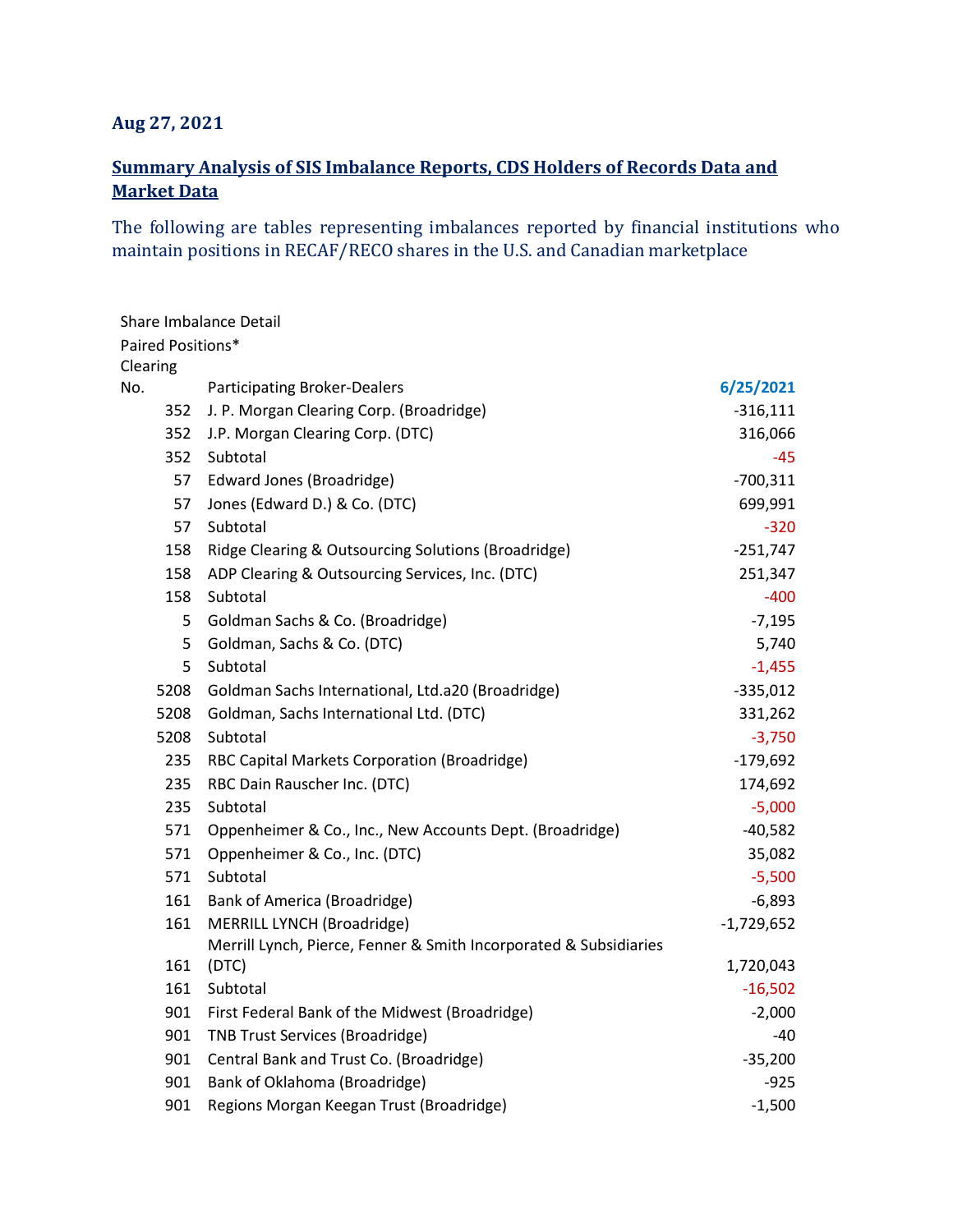**Aug 27, 2021**

## Summary Analysis of SIS Imbalance Reports, CDS Holders of Records Data and Market Data

The following are tables representing imbalances reported by financial institutions who maintain positions in RECAF/RECO shares in the U.S. and Canadian marketplace

Share Imbalance Detail

Paired Positions*

| Clearing No. | Participating Broker-Dealers | 6/25/2021 |
|---|---|---|
| 352 | J. P. Morgan Clearing Corp. (Broadridge) | -316,111 |
| 352 | J.P. Morgan Clearing Corp. (DTC) | 316,066 |
| 352 | Subtotal | -45 |
| 57 | Edward Jones (Broadridge) | -700,311 |
| 57 | Jones (Edward D.) & Co. (DTC) | 699,991 |
| 57 | Subtotal | -320 |
| 158 | Ridge Clearing & Outsourcing Solutions (Broadridge) | -251,747 |
| 158 | ADP Clearing & Outsourcing Services, Inc. (DTC) | 251,347 |
| 158 | Subtotal | -400 |
| 5 | Goldman Sachs & Co. (Broadridge) | -7,195 |
| 5 | Goldman, Sachs & Co. (DTC) | 5,740 |
| 5 | Subtotal | -1,455 |
| 5208 | Goldman Sachs International, Ltd.a20 (Broadridge) | -335,012 |
| 5208 | Goldman, Sachs International Ltd. (DTC) | 331,262 |
| 5208 | Subtotal | -3,750 |
| 235 | RBC Capital Markets Corporation (Broadridge) | -179,692 |
| 235 | RBC Dain Rauscher Inc. (DTC) | 174,692 |
| 235 | Subtotal | -5,000 |
| 571 | Oppenheimer & Co., Inc., New Accounts Dept. (Broadridge) | -40,582 |
| 571 | Oppenheimer & Co., Inc. (DTC) | 35,082 |
| 571 | Subtotal | -5,500 |
| 161 | Bank of America (Broadridge) | -6,893 |
| 161 | MERRILL LYNCH (Broadridge) | -1,729,652 |
| 161 | Merrill Lynch, Pierce, Fenner & Smith Incorporated & Subsidiaries (DTC) | 1,720,043 |
| 161 | Subtotal | -16,502 |
| 901 | First Federal Bank of the Midwest (Broadridge) | -2,000 |
| 901 | TNB Trust Services (Broadridge) | -40 |
| 901 | Central Bank and Trust Co. (Broadridge) | -35,200 |
| 901 | Bank of Oklahoma (Broadridge) | -925 |
| 901 | Regions Morgan Keegan Trust (Broadridge) | -1,500 |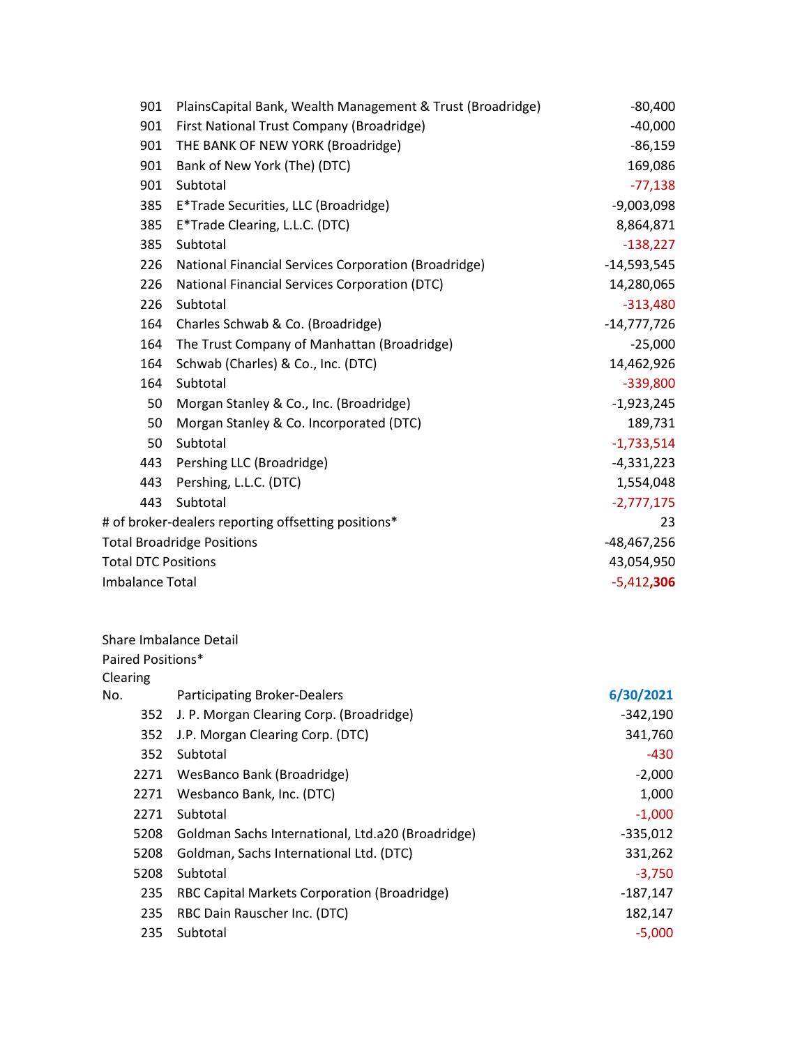| | | |
|---|---|---|
| 901 | PlainsCapital Bank, Wealth Management & Trust (Broadridge) | -80,400 |
| 901 | First National Trust Company (Broadridge) | -40,000 |
| 901 | THE BANK OF NEW YORK (Broadridge) | -86,159 |
| 901 | Bank of New York (The) (DTC) | 169,086 |
| 901 | Subtotal | -77,138 |
| 385 | E*Trade Securities, LLC (Broadridge) | -9,003,098 |
| 385 | E*Trade Clearing, L.L.C. (DTC) | 8,864,871 |
| 385 | Subtotal | -138,227 |
| 226 | National Financial Services Corporation (Broadridge) | -14,593,545 |
| 226 | National Financial Services Corporation (DTC) | 14,280,065 |
| 226 | Subtotal | -313,480 |
| 164 | Charles Schwab & Co. (Broadridge) | -14,777,726 |
| 164 | The Trust Company of Manhattan (Broadridge) | -25,000 |
| 164 | Schwab (Charles) & Co., Inc. (DTC) | 14,462,926 |
| 164 | Subtotal | -339,800 |
| 50 | Morgan Stanley & Co., Inc. (Broadridge) | -1,923,245 |
| 50 | Morgan Stanley & Co. Incorporated (DTC) | 189,731 |
| 50 | Subtotal | -1,733,514 |
| 443 | Pershing LLC (Broadridge) | -4,331,223 |
| 443 | Pershing, L.L.C. (DTC) | 1,554,048 |
| 443 | Subtotal | -2,777,175 |
| # of broker-dealers reporting offsetting positions* | | 23 |
| Total Broadridge Positions | | -48,467,256 |
| Total DTC Positions | | 43,054,950 |
| Imbalance Total | | -5,412,**306** |

Share Imbalance Detail

Paired Positions*

| Clearing No. | Participating Broker-Dealers | **6/30/2021** |
|---|---|---|
| 352 | J. P. Morgan Clearing Corp. (Broadridge) | -342,190 |
| 352 | J.P. Morgan Clearing Corp. (DTC) | 341,760 |
| 352 | Subtotal | -430 |
| 2271 | WesBanco Bank (Broadridge) | -2,000 |
| 2271 | Wesbanco Bank, Inc. (DTC) | 1,000 |
| 2271 | Subtotal | -1,000 |
| 5208 | Goldman Sachs International, Ltd.a20 (Broadridge) | -335,012 |
| 5208 | Goldman, Sachs International Ltd. (DTC) | 331,262 |
| 5208 | Subtotal | -3,750 |
| 235 | RBC Capital Markets Corporation (Broadridge) | -187,147 |
| 235 | RBC Dain Rauscher Inc. (DTC) | 182,147 |
| 235 | Subtotal | -5,000 |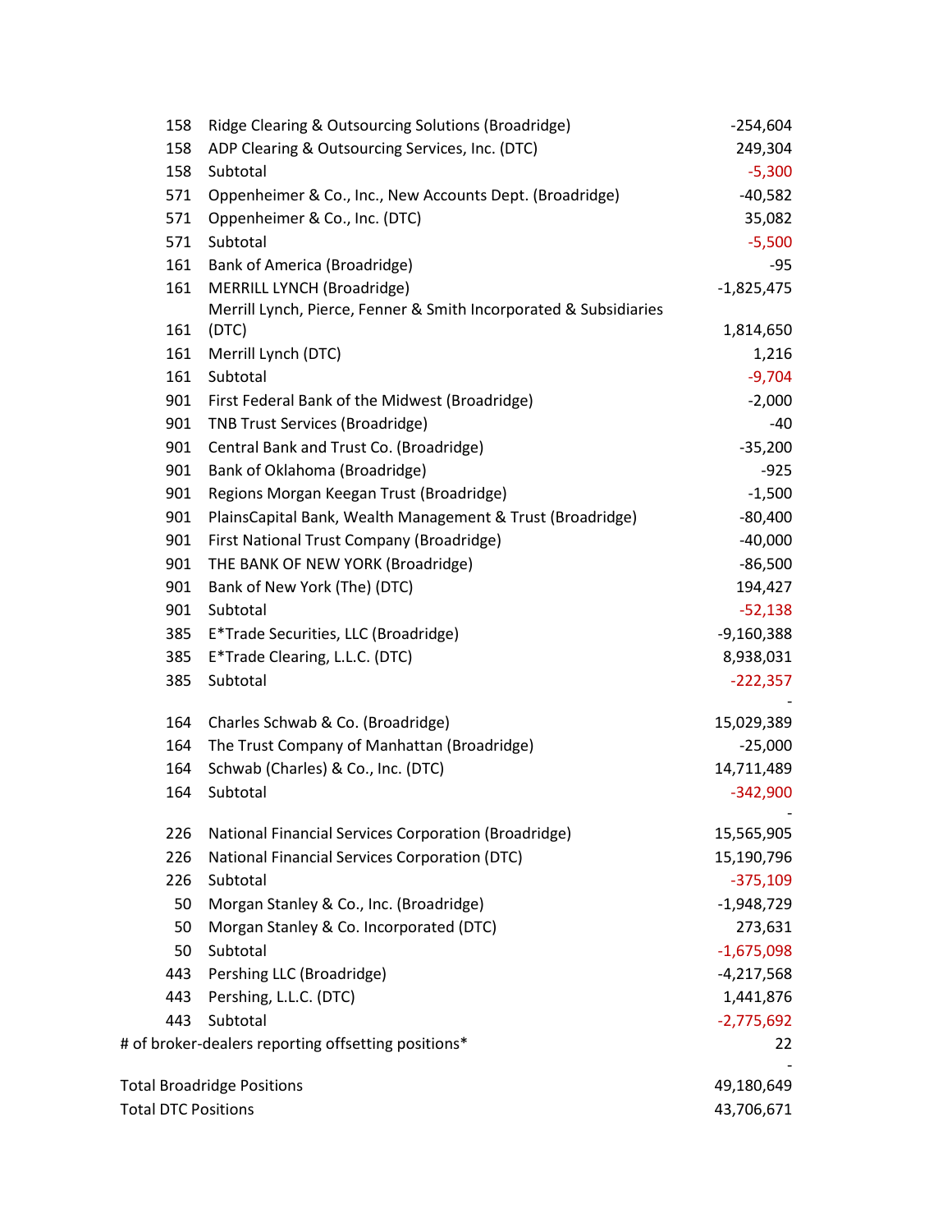| | | |
|---|---|---|
| 158 | Ridge Clearing & Outsourcing Solutions (Broadridge) | -254,604 |
| 158 | ADP Clearing & Outsourcing Services, Inc. (DTC) | 249,304 |
| 158 | Subtotal | -5,300 |
| 571 | Oppenheimer & Co., Inc., New Accounts Dept. (Broadridge) | -40,582 |
| 571 | Oppenheimer & Co., Inc. (DTC) | 35,082 |
| 571 | Subtotal | -5,500 |
| 161 | Bank of America (Broadridge) | -95 |
| 161 | MERRILL LYNCH (Broadridge) | -1,825,475 |
| 161 | Merrill Lynch, Pierce, Fenner & Smith Incorporated & Subsidiaries (DTC) | 1,814,650 |
| 161 | Merrill Lynch (DTC) | 1,216 |
| 161 | Subtotal | -9,704 |
| 901 | First Federal Bank of the Midwest (Broadridge) | -2,000 |
| 901 | TNB Trust Services (Broadridge) | -40 |
| 901 | Central Bank and Trust Co. (Broadridge) | -35,200 |
| 901 | Bank of Oklahoma (Broadridge) | -925 |
| 901 | Regions Morgan Keegan Trust (Broadridge) | -1,500 |
| 901 | PlainsCapital Bank, Wealth Management & Trust (Broadridge) | -80,400 |
| 901 | First National Trust Company (Broadridge) | -40,000 |
| 901 | THE BANK OF NEW YORK (Broadridge) | -86,500 |
| 901 | Bank of New York (The) (DTC) | 194,427 |
| 901 | Subtotal | -52,138 |
| 385 | E*Trade Securities, LLC (Broadridge) | -9,160,388 |
| 385 | E*Trade Clearing, L.L.C. (DTC) | 8,938,031 |
| 385 | Subtotal | -222,357 |
| 164 | Charles Schwab & Co. (Broadridge) | -15,029,389 |
| 164 | The Trust Company of Manhattan (Broadridge) | -25,000 |
| 164 | Schwab (Charles) & Co., Inc. (DTC) | 14,711,489 |
| 164 | Subtotal | -342,900 |
| 226 | National Financial Services Corporation (Broadridge) | -15,565,905 |
| 226 | National Financial Services Corporation (DTC) | 15,190,796 |
| 226 | Subtotal | -375,109 |
| 50 | Morgan Stanley & Co., Inc. (Broadridge) | -1,948,729 |
| 50 | Morgan Stanley & Co. Incorporated (DTC) | 273,631 |
| 50 | Subtotal | -1,675,098 |
| 443 | Pershing LLC (Broadridge) | -4,217,568 |
| 443 | Pershing, L.L.C. (DTC) | 1,441,876 |
| 443 | Subtotal | -2,775,692 |
| # of broker-dealers reporting offsetting positions* | | 22 |
| Total Broadridge Positions | | -49,180,649 |
| Total DTC Positions | | 43,706,671 |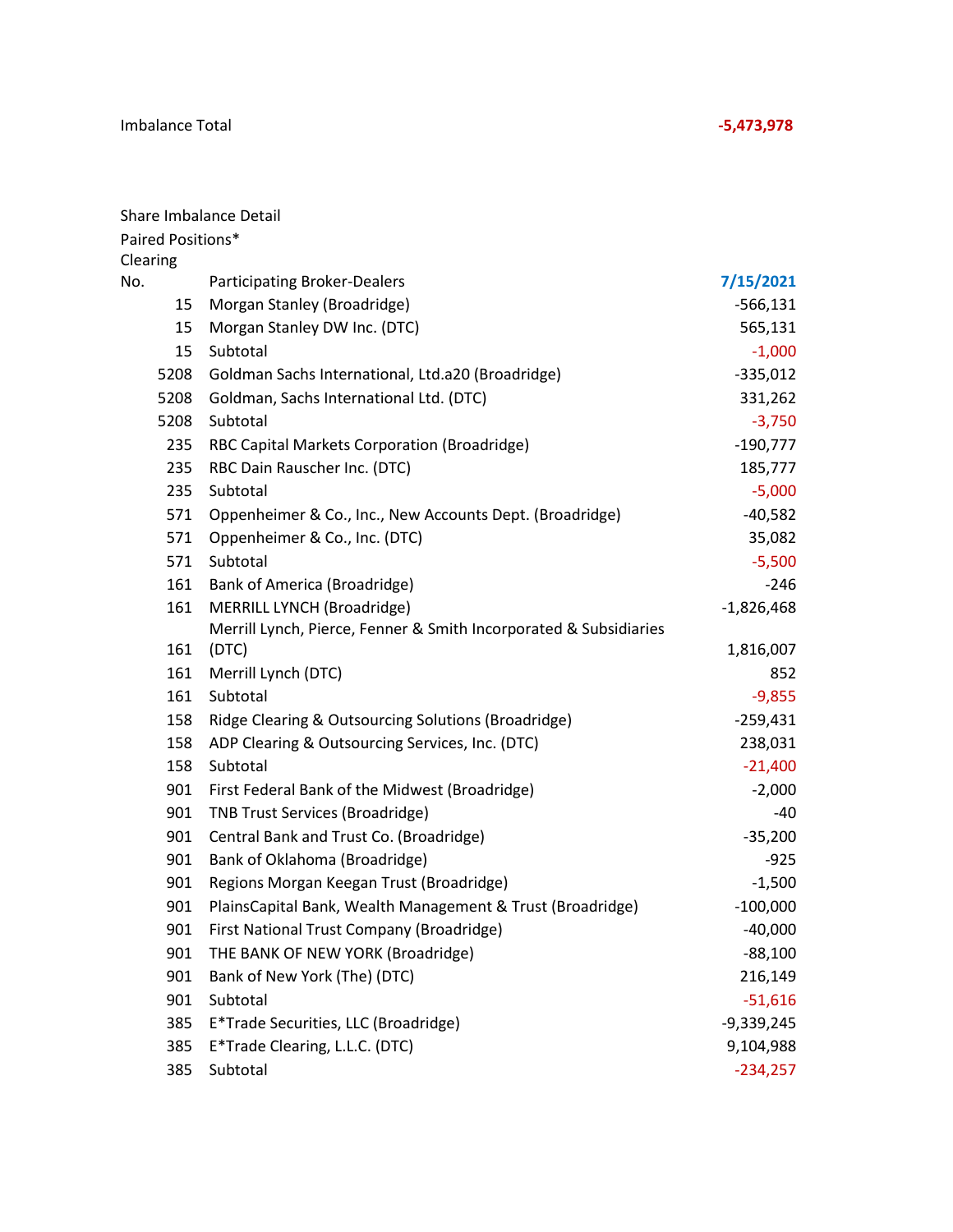Imbalance Total **-5,473,978**

Share Imbalance Detail

Paired Positions*

| Clearing No. | Participating Broker-Dealers | 7/15/2021 |
|---|---|---|
| 15 | Morgan Stanley (Broadridge) | -566,131 |
| 15 | Morgan Stanley DW Inc. (DTC) | 565,131 |
| 15 | Subtotal | -1,000 |
| 5208 | Goldman Sachs International, Ltd.a20 (Broadridge) | -335,012 |
| 5208 | Goldman, Sachs International Ltd. (DTC) | 331,262 |
| 5208 | Subtotal | -3,750 |
| 235 | RBC Capital Markets Corporation (Broadridge) | -190,777 |
| 235 | RBC Dain Rauscher Inc. (DTC) | 185,777 |
| 235 | Subtotal | -5,000 |
| 571 | Oppenheimer & Co., Inc., New Accounts Dept. (Broadridge) | -40,582 |
| 571 | Oppenheimer & Co., Inc. (DTC) | 35,082 |
| 571 | Subtotal | -5,500 |
| 161 | Bank of America (Broadridge) | -246 |
| 161 | MERRILL LYNCH (Broadridge) | -1,826,468 |
| 161 | Merrill Lynch, Pierce, Fenner & Smith Incorporated & Subsidiaries (DTC) | 1,816,007 |
| 161 | Merrill Lynch (DTC) | 852 |
| 161 | Subtotal | -9,855 |
| 158 | Ridge Clearing & Outsourcing Solutions (Broadridge) | -259,431 |
| 158 | ADP Clearing & Outsourcing Services, Inc. (DTC) | 238,031 |
| 158 | Subtotal | -21,400 |
| 901 | First Federal Bank of the Midwest (Broadridge) | -2,000 |
| 901 | TNB Trust Services (Broadridge) | -40 |
| 901 | Central Bank and Trust Co. (Broadridge) | -35,200 |
| 901 | Bank of Oklahoma (Broadridge) | -925 |
| 901 | Regions Morgan Keegan Trust (Broadridge) | -1,500 |
| 901 | PlainsCapital Bank, Wealth Management & Trust (Broadridge) | -100,000 |
| 901 | First National Trust Company (Broadridge) | -40,000 |
| 901 | THE BANK OF NEW YORK (Broadridge) | -88,100 |
| 901 | Bank of New York (The) (DTC) | 216,149 |
| 901 | Subtotal | -51,616 |
| 385 | E*Trade Securities, LLC (Broadridge) | -9,339,245 |
| 385 | E*Trade Clearing, L.L.C. (DTC) | 9,104,988 |
| 385 | Subtotal | -234,257 |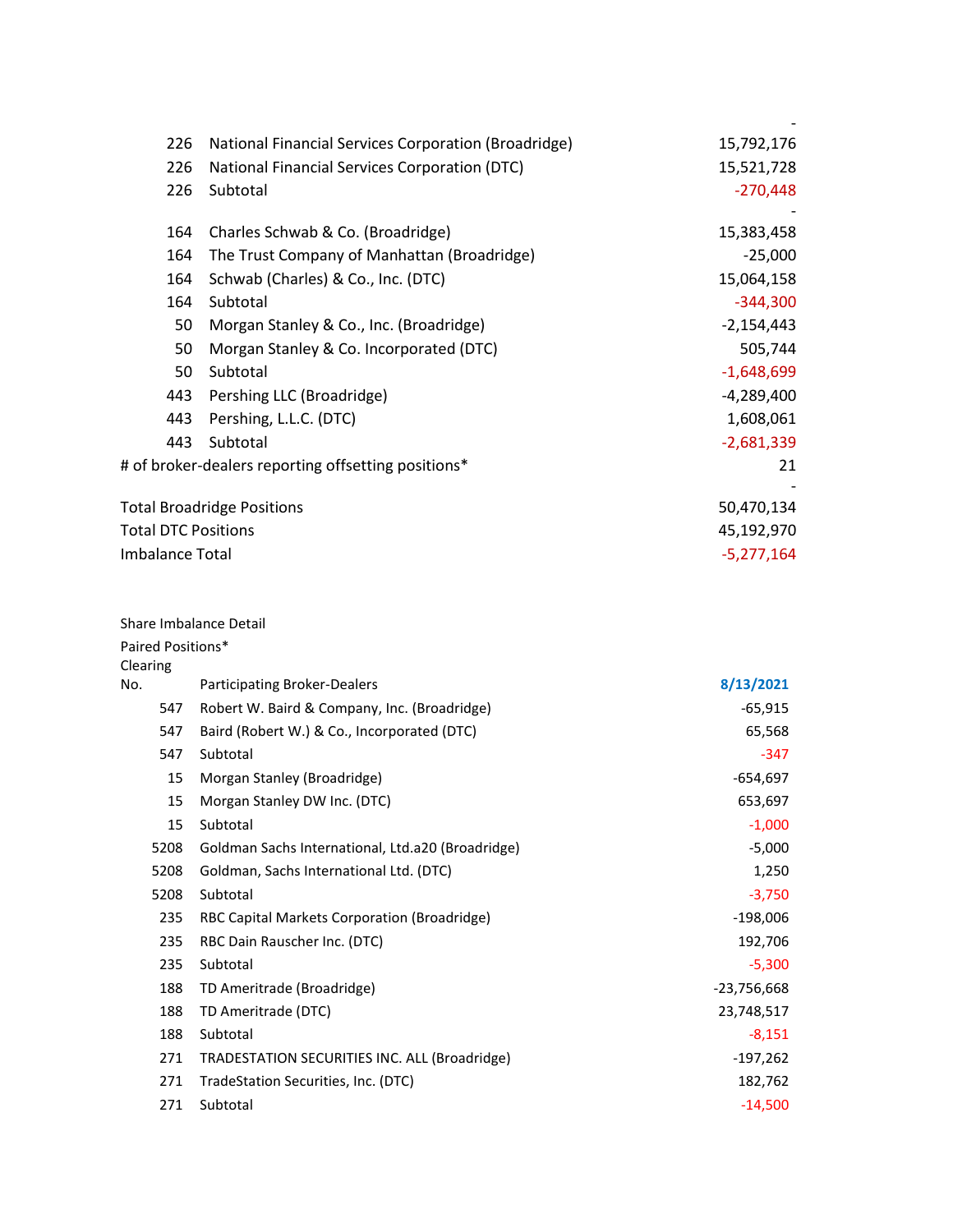| | | - |
|---|---|---|
| 226 | National Financial Services Corporation (Broadridge) | 15,792,176 |
| 226 | National Financial Services Corporation (DTC) | 15,521,728 |
| 226 | Subtotal | -270,448 |
| | | - |
| 164 | Charles Schwab & Co. (Broadridge) | 15,383,458 |
| 164 | The Trust Company of Manhattan (Broadridge) | -25,000 |
| 164 | Schwab (Charles) & Co., Inc. (DTC) | 15,064,158 |
| 164 | Subtotal | -344,300 |
| 50 | Morgan Stanley & Co., Inc. (Broadridge) | -2,154,443 |
| 50 | Morgan Stanley & Co. Incorporated (DTC) | 505,744 |
| 50 | Subtotal | -1,648,699 |
| 443 | Pershing LLC (Broadridge) | -4,289,400 |
| 443 | Pershing, L.L.C. (DTC) | 1,608,061 |
| 443 | Subtotal | -2,681,339 |
| # of broker-dealers reporting offsetting positions* | | 21 |
| | | - |
| Total Broadridge Positions | | 50,470,134 |
| Total DTC Positions | | 45,192,970 |
| Imbalance Total | | -5,277,164 |

Share Imbalance Detail

Paired Positions*

| Clearing No. | Participating Broker-Dealers | 8/13/2021 |
|---|---|---|
| 547 | Robert W. Baird & Company, Inc. (Broadridge) | -65,915 |
| 547 | Baird (Robert W.) & Co., Incorporated (DTC) | 65,568 |
| 547 | Subtotal | -347 |
| 15 | Morgan Stanley (Broadridge) | -654,697 |
| 15 | Morgan Stanley DW Inc. (DTC) | 653,697 |
| 15 | Subtotal | -1,000 |
| 5208 | Goldman Sachs International, Ltd.a20 (Broadridge) | -5,000 |
| 5208 | Goldman, Sachs International Ltd. (DTC) | 1,250 |
| 5208 | Subtotal | -3,750 |
| 235 | RBC Capital Markets Corporation (Broadridge) | -198,006 |
| 235 | RBC Dain Rauscher Inc. (DTC) | 192,706 |
| 235 | Subtotal | -5,300 |
| 188 | TD Ameritrade (Broadridge) | -23,756,668 |
| 188 | TD Ameritrade (DTC) | 23,748,517 |
| 188 | Subtotal | -8,151 |
| 271 | TRADESTATION SECURITIES INC. ALL (Broadridge) | -197,262 |
| 271 | TradeStation Securities, Inc. (DTC) | 182,762 |
| 271 | Subtotal | -14,500 |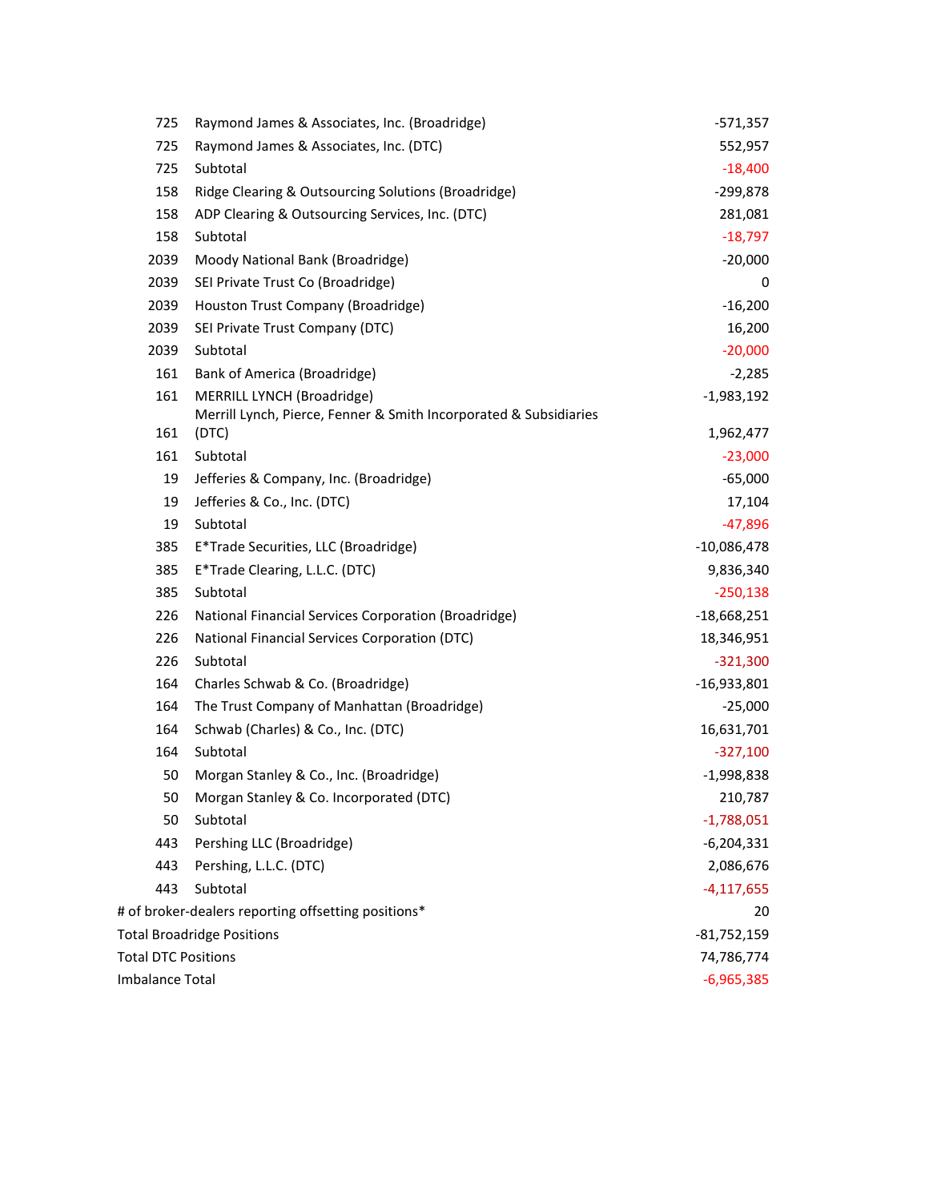| | | |
|---|---|---|
| 725 | Raymond James & Associates, Inc. (Broadridge) | -571,357 |
| 725 | Raymond James & Associates, Inc. (DTC) | 552,957 |
| 725 | Subtotal | -18,400 |
| 158 | Ridge Clearing & Outsourcing Solutions (Broadridge) | -299,878 |
| 158 | ADP Clearing & Outsourcing Services, Inc. (DTC) | 281,081 |
| 158 | Subtotal | -18,797 |
| 2039 | Moody National Bank (Broadridge) | -20,000 |
| 2039 | SEI Private Trust Co (Broadridge) | 0 |
| 2039 | Houston Trust Company (Broadridge) | -16,200 |
| 2039 | SEI Private Trust Company (DTC) | 16,200 |
| 2039 | Subtotal | -20,000 |
| 161 | Bank of America (Broadridge) | -2,285 |
| 161 | MERRILL LYNCH (Broadridge) | -1,983,192 |
| 161 | Merrill Lynch, Pierce, Fenner & Smith Incorporated & Subsidiaries (DTC) | 1,962,477 |
| 161 | Subtotal | -23,000 |
| 19 | Jefferies & Company, Inc. (Broadridge) | -65,000 |
| 19 | Jefferies & Co., Inc. (DTC) | 17,104 |
| 19 | Subtotal | -47,896 |
| 385 | E*Trade Securities, LLC (Broadridge) | -10,086,478 |
| 385 | E*Trade Clearing, L.L.C. (DTC) | 9,836,340 |
| 385 | Subtotal | -250,138 |
| 226 | National Financial Services Corporation (Broadridge) | -18,668,251 |
| 226 | National Financial Services Corporation (DTC) | 18,346,951 |
| 226 | Subtotal | -321,300 |
| 164 | Charles Schwab & Co. (Broadridge) | -16,933,801 |
| 164 | The Trust Company of Manhattan (Broadridge) | -25,000 |
| 164 | Schwab (Charles) & Co., Inc. (DTC) | 16,631,701 |
| 164 | Subtotal | -327,100 |
| 50 | Morgan Stanley & Co., Inc. (Broadridge) | -1,998,838 |
| 50 | Morgan Stanley & Co. Incorporated (DTC) | 210,787 |
| 50 | Subtotal | -1,788,051 |
| 443 | Pershing LLC (Broadridge) | -6,204,331 |
| 443 | Pershing, L.L.C. (DTC) | 2,086,676 |
| 443 | Subtotal | -4,117,655 |
| # of broker-dealers reporting offsetting positions* | | 20 |
| Total Broadridge Positions | | -81,752,159 |
| Total DTC Positions | | 74,786,774 |
| Imbalance Total | | -6,965,385 |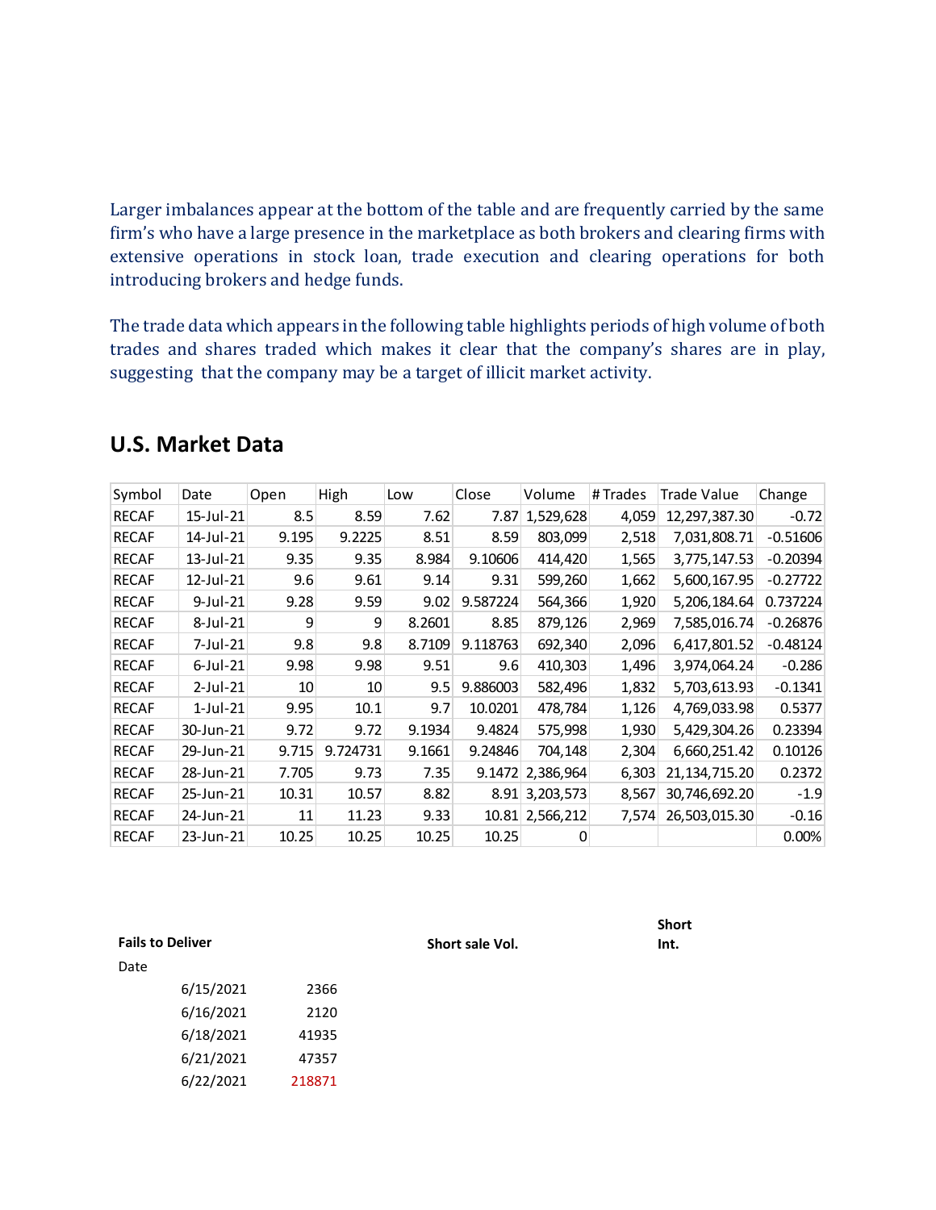Larger imbalances appear at the bottom of the table and are frequently carried by the same firm's who have a large presence in the marketplace as both brokers and clearing firms with extensive operations in stock loan, trade execution and clearing operations for both introducing brokers and hedge funds.

The trade data which appears in the following table highlights periods of high volume of both trades and shares traded which makes it clear that the company's shares are in play, suggesting that the company may be a target of illicit market activity.

## U.S. Market Data

| Symbol | Date | Open | High | Low | Close | Volume | # Trades | Trade Value | Change |
|---|---|---|---|---|---|---|---|---|---|
| RECAF | 15-Jul-21 | 8.5 | 8.59 | 7.62 | 7.87 | 1,529,628 | 4,059 | 12,297,387.30 | -0.72 |
| RECAF | 14-Jul-21 | 9.195 | 9.2225 | 8.51 | 8.59 | 803,099 | 2,518 | 7,031,808.71 | -0.51606 |
| RECAF | 13-Jul-21 | 9.35 | 9.35 | 8.984 | 9.10606 | 414,420 | 1,565 | 3,775,147.53 | -0.20394 |
| RECAF | 12-Jul-21 | 9.6 | 9.61 | 9.14 | 9.31 | 599,260 | 1,662 | 5,600,167.95 | -0.27722 |
| RECAF | 9-Jul-21 | 9.28 | 9.59 | 9.02 | 9.587224 | 564,366 | 1,920 | 5,206,184.64 | 0.737224 |
| RECAF | 8-Jul-21 | 9 | 9 | 8.2601 | 8.85 | 879,126 | 2,969 | 7,585,016.74 | -0.26876 |
| RECAF | 7-Jul-21 | 9.8 | 9.8 | 8.7109 | 9.118763 | 692,340 | 2,096 | 6,417,801.52 | -0.48124 |
| RECAF | 6-Jul-21 | 9.98 | 9.98 | 9.51 | 9.6 | 410,303 | 1,496 | 3,974,064.24 | -0.286 |
| RECAF | 2-Jul-21 | 10 | 10 | 9.5 | 9.886003 | 582,496 | 1,832 | 5,703,613.93 | -0.1341 |
| RECAF | 1-Jul-21 | 9.95 | 10.1 | 9.7 | 10.0201 | 478,784 | 1,126 | 4,769,033.98 | 0.5377 |
| RECAF | 30-Jun-21 | 9.72 | 9.72 | 9.1934 | 9.4824 | 575,998 | 1,930 | 5,429,304.26 | 0.23394 |
| RECAF | 29-Jun-21 | 9.715 | 9.724731 | 9.1661 | 9.24846 | 704,148 | 2,304 | 6,660,251.42 | 0.10126 |
| RECAF | 28-Jun-21 | 7.705 | 9.73 | 7.35 | 9.1472 | 2,386,964 | 6,303 | 21,134,715.20 | 0.2372 |
| RECAF | 25-Jun-21 | 10.31 | 10.57 | 8.82 | 8.91 | 3,203,573 | 8,567 | 30,746,692.20 | -1.9 |
| RECAF | 24-Jun-21 | 11 | 11.23 | 9.33 | 10.81 | 2,566,212 | 7,574 | 26,503,015.30 | -0.16 |
| RECAF | 23-Jun-21 | 10.25 | 10.25 | 10.25 | 10.25 | 0 | | | 0.00% |

| **Fails to Deliver** | | **Short sale Vol.** | **Short Int.** |
|---|---|---|---|
| Date | | | |
| 6/15/2021 | 2366 | | |
| 6/16/2021 | 2120 | | |
| 6/18/2021 | 41935 | | |
| 6/21/2021 | 47357 | | |
| 6/22/2021 | 218871 | | |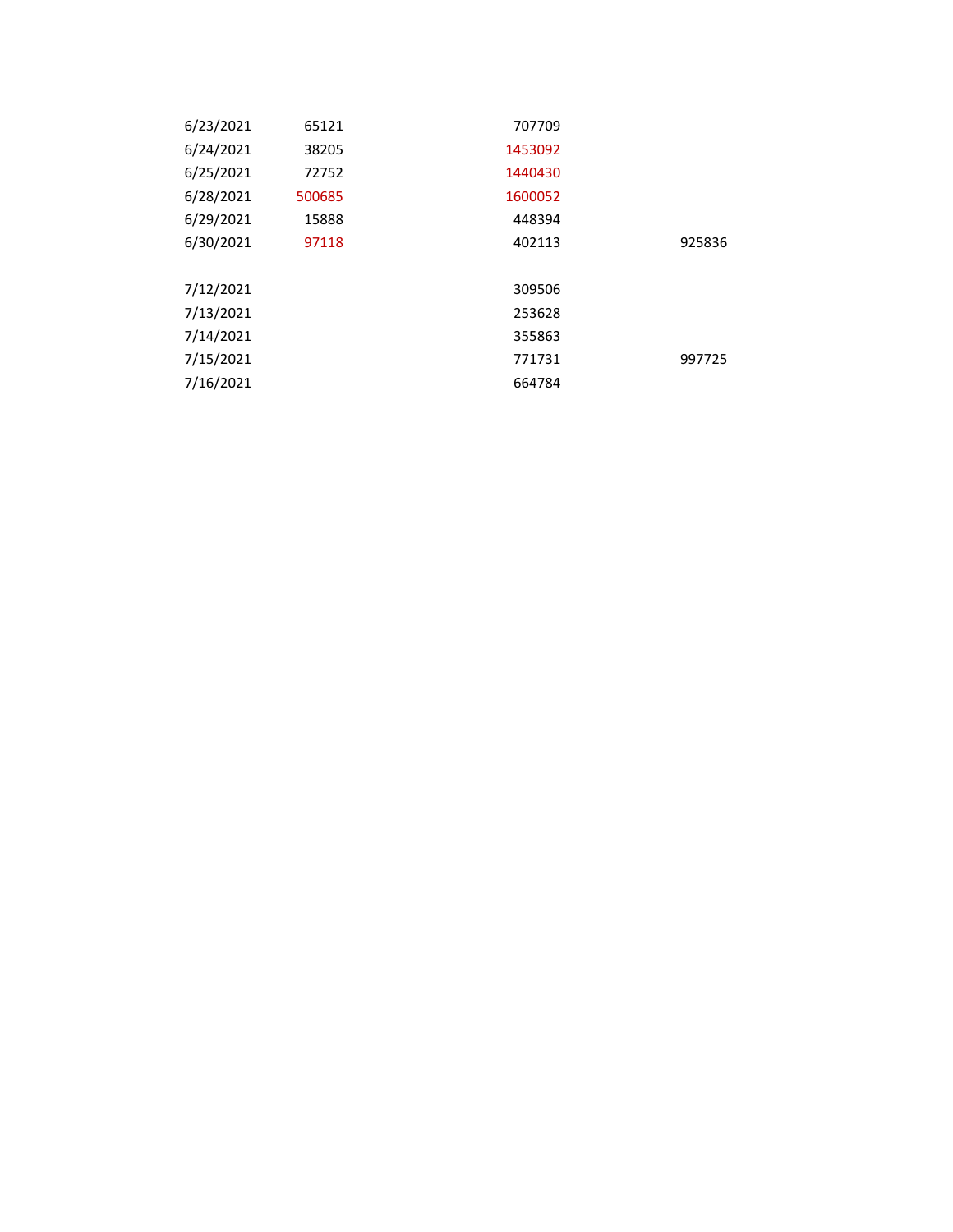| | | | |
|---|---|---|---|
| 6/23/2021 | 65121 | 707709 | |
| 6/24/2021 | 38205 | 1453092 | |
| 6/25/2021 | 72752 | 1440430 | |
| 6/28/2021 | 500685 | 1600052 | |
| 6/29/2021 | 15888 | 448394 | |
| 6/30/2021 | 97118 | 402113 | 925836 |
| | | | |
| 7/12/2021 | | 309506 | |
| 7/13/2021 | | 253628 | |
| 7/14/2021 | | 355863 | |
| 7/15/2021 | | 771731 | 997725 |
| 7/16/2021 | | 664784 | |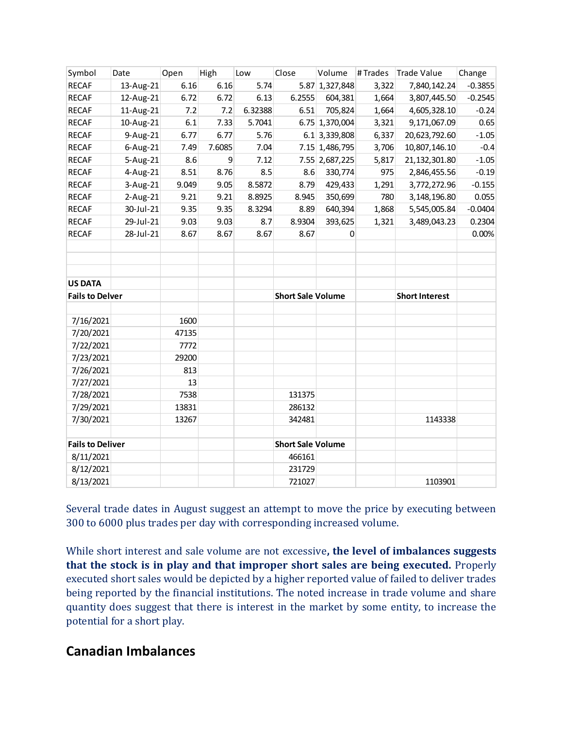| Symbol | Date | Open | High | Low | Close | Volume | # Trades | Trade Value | Change |
|---|---|---|---|---|---|---|---|---|---|
| RECAF | 13-Aug-21 | 6.16 | 6.16 | 5.74 | 5.87 | 1,327,848 | 3,322 | 7,840,142.24 | -0.3855 |
| RECAF | 12-Aug-21 | 6.72 | 6.72 | 6.13 | 6.2555 | 604,381 | 1,664 | 3,807,445.50 | -0.2545 |
| RECAF | 11-Aug-21 | 7.2 | 7.2 | 6.32388 | 6.51 | 705,824 | 1,664 | 4,605,328.10 | -0.24 |
| RECAF | 10-Aug-21 | 6.1 | 7.33 | 5.7041 | 6.75 | 1,370,004 | 3,321 | 9,171,067.09 | 0.65 |
| RECAF | 9-Aug-21 | 6.77 | 6.77 | 5.76 | 6.1 | 3,339,808 | 6,337 | 20,623,792.60 | -1.05 |
| RECAF | 6-Aug-21 | 7.49 | 7.6085 | 7.04 | 7.15 | 1,486,795 | 3,706 | 10,807,146.10 | -0.4 |
| RECAF | 5-Aug-21 | 8.6 | 9 | 7.12 | 7.55 | 2,687,225 | 5,817 | 21,132,301.80 | -1.05 |
| RECAF | 4-Aug-21 | 8.51 | 8.76 | 8.5 | 8.6 | 330,774 | 975 | 2,846,455.56 | -0.19 |
| RECAF | 3-Aug-21 | 9.049 | 9.05 | 8.5872 | 8.79 | 429,433 | 1,291 | 3,772,272.96 | -0.155 |
| RECAF | 2-Aug-21 | 9.21 | 9.21 | 8.8925 | 8.945 | 350,699 | 780 | 3,148,196.80 | 0.055 |
| RECAF | 30-Jul-21 | 9.35 | 9.35 | 8.3294 | 8.89 | 640,394 | 1,868 | 5,545,005.84 | -0.0404 |
| RECAF | 29-Jul-21 | 9.03 | 9.03 | 8.7 | 8.9304 | 393,625 | 1,321 | 3,489,043.23 | 0.2304 |
| RECAF | 28-Jul-21 | 8.67 | 8.67 | 8.67 | 8.67 | 0 | | | 0.00% |

| US DATA | | | | |
|---|---|---|---|---|
| **Fails to Delver** | | **Short Sale Volume** | **Short Interest** | |
| 7/16/2021 | 1600 | | | |
| 7/20/2021 | 47135 | | | |
| 7/22/2021 | 7772 | | | |
| 7/23/2021 | 29200 | | | |
| 7/26/2021 | 813 | | | |
| 7/27/2021 | 13 | | | |
| 7/28/2021 | 7538 | 131375 | | |
| 7/29/2021 | 13831 | 286132 | | |
| 7/30/2021 | 13267 | 342481 | 1143338 | |
| | | | | |
| **Fails to Deliver** | | **Short Sale Volume** | | |
| 8/11/2021 | | 466161 | | |
| 8/12/2021 | | 231729 | | |
| 8/13/2021 | | 721027 | 1103901 | |

Several trade dates in August suggest an attempt to move the price by executing between 300 to 6000 plus trades per day with corresponding increased volume.

While short interest and sale volume are not excessive**, the level of imbalances suggests that the stock is in play and that improper short sales are being executed.** Properly executed short sales would be depicted by a higher reported value of failed to deliver trades being reported by the financial institutions. The noted increase in trade volume and share quantity does suggest that there is interest in the market by some entity, to increase the potential for a short play.

## Canadian Imbalances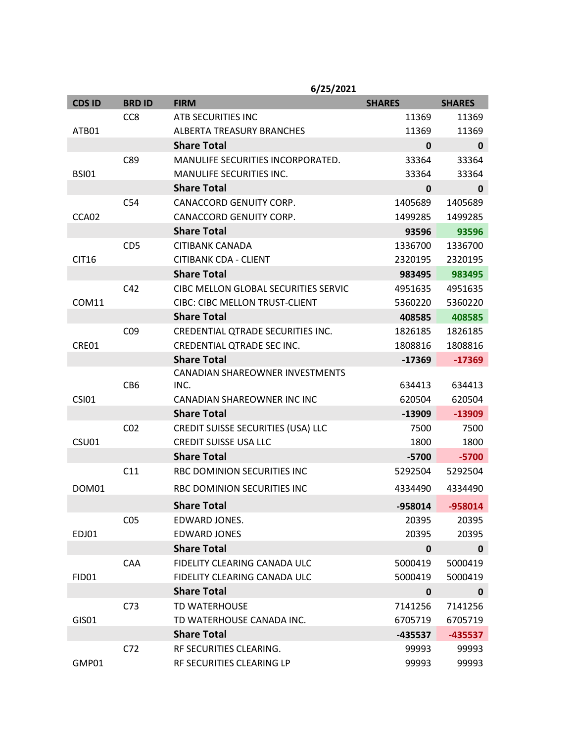| | | 6/25/2021 | | |
|---|---|---|---|---|
| **CDS ID** | **BRD ID** | **FIRM** | **SHARES** | **SHARES** |
| | CC8 | ATB SECURITIES INC | 11369 | 11369 |
| ATB01 | | ALBERTA TREASURY BRANCHES | 11369 | 11369 |
| | | **Share Total** | **0** | **0** |
| | C89 | MANULIFE SECURITIES INCORPORATED. | 33364 | 33364 |
| BSI01 | | MANULIFE SECURITIES INC. | 33364 | 33364 |
| | | **Share Total** | **0** | **0** |
| | C54 | CANACCORD GENUITY CORP. | 1405689 | 1405689 |
| CCA02 | | CANACCORD GENUITY CORP. | 1499285 | 1499285 |
| | | **Share Total** | **93596** | **93596** |
| | CD5 | CITIBANK CANADA | 1336700 | 1336700 |
| CIT16 | | CITIBANK CDA - CLIENT | 2320195 | 2320195 |
| | | **Share Total** | **983495** | **983495** |
| | C42 | CIBC MELLON GLOBAL SECURITIES SERVIC | 4951635 | 4951635 |
| COM11 | | CIBC: CIBC MELLON TRUST-CLIENT | 5360220 | 5360220 |
| | | **Share Total** | **408585** | **408585** |
| | C09 | CREDENTIAL QTRADE SECURITIES INC. | 1826185 | 1826185 |
| CRE01 | | CREDENTIAL QTRADE SEC INC. | 1808816 | 1808816 |
| | | **Share Total** | **-17369** | **-17369** |
| | CB6 | CANADIAN SHAREOWNER INVESTMENTS INC. | 634413 | 634413 |
| CSI01 | | CANADIAN SHAREOWNER INC INC | 620504 | 620504 |
| | | **Share Total** | **-13909** | **-13909** |
| | C02 | CREDIT SUISSE SECURITIES (USA) LLC | 7500 | 7500 |
| CSU01 | | CREDIT SUISSE USA LLC | 1800 | 1800 |
| | | **Share Total** | **-5700** | **-5700** |
| | C11 | RBC DOMINION SECURITIES INC | 5292504 | 5292504 |
| DOM01 | | RBC DOMINION SECURITIES INC | 4334490 | 4334490 |
| | | **Share Total** | **-958014** | **-958014** |
| | C05 | EDWARD JONES. | 20395 | 20395 |
| EDJ01 | | EDWARD JONES | 20395 | 20395 |
| | | **Share Total** | **0** | **0** |
| | CAA | FIDELITY CLEARING CANADA ULC | 5000419 | 5000419 |
| FID01 | | FIDELITY CLEARING CANADA ULC | 5000419 | 5000419 |
| | | **Share Total** | **0** | **0** |
| | C73 | TD WATERHOUSE | 7141256 | 7141256 |
| GIS01 | | TD WATERHOUSE CANADA INC. | 6705719 | 6705719 |
| | | **Share Total** | **-435537** | **-435537** |
| | C72 | RF SECURITIES CLEARING. | 99993 | 99993 |
| GMP01 | | RF SECURITIES CLEARING LP | 99993 | 99993 |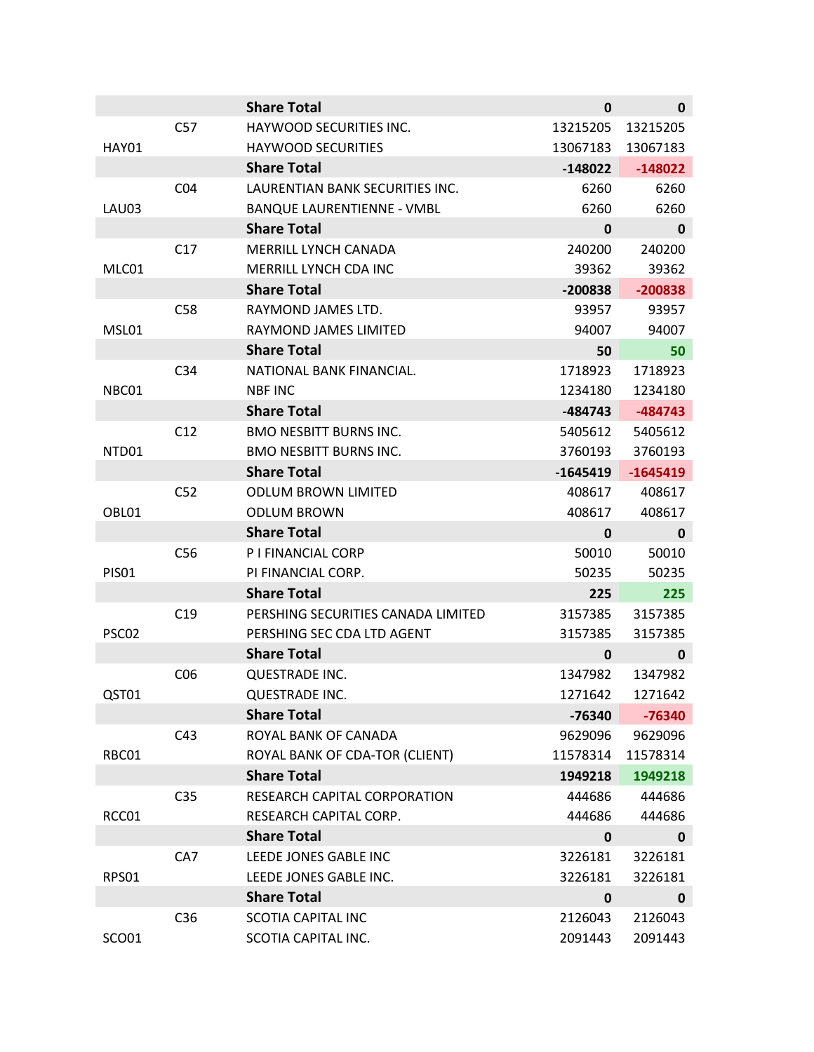| | | | | |
|---|---|---|---|---|
| | | **Share Total** | **0** | **0** |
| | C57 | HAYWOOD SECURITIES INC. | 13215205 | 13215205 |
| HAY01 | | HAYWOOD SECURITIES | 13067183 | 13067183 |
| | | **Share Total** | **-148022** | **-148022** |
| | C04 | LAURENTIAN BANK SECURITIES INC. | 6260 | 6260 |
| LAU03 | | BANQUE LAURENTIENNE - VMBL | 6260 | 6260 |
| | | **Share Total** | **0** | **0** |
| | C17 | MERRILL LYNCH CANADA | 240200 | 240200 |
| MLC01 | | MERRILL LYNCH CDA INC | 39362 | 39362 |
| | | **Share Total** | **-200838** | **-200838** |
| | C58 | RAYMOND JAMES LTD. | 93957 | 93957 |
| MSL01 | | RAYMOND JAMES LIMITED | 94007 | 94007 |
| | | **Share Total** | **50** | **50** |
| | C34 | NATIONAL BANK FINANCIAL. | 1718923 | 1718923 |
| NBC01 | | NBF INC | 1234180 | 1234180 |
| | | **Share Total** | **-484743** | **-484743** |
| | C12 | BMO NESBITT BURNS INC. | 5405612 | 5405612 |
| NTD01 | | BMO NESBITT BURNS INC. | 3760193 | 3760193 |
| | | **Share Total** | **-1645419** | **-1645419** |
| | C52 | ODLUM BROWN LIMITED | 408617 | 408617 |
| OBL01 | | ODLUM BROWN | 408617 | 408617 |
| | | **Share Total** | **0** | **0** |
| | C56 | P I FINANCIAL CORP | 50010 | 50010 |
| PIS01 | | PI FINANCIAL CORP. | 50235 | 50235 |
| | | **Share Total** | **225** | **225** |
| | C19 | PERSHING SECURITIES CANADA LIMITED | 3157385 | 3157385 |
| PSC02 | | PERSHING SEC CDA LTD AGENT | 3157385 | 3157385 |
| | | **Share Total** | **0** | **0** |
| | C06 | QUESTRADE INC. | 1347982 | 1347982 |
| QST01 | | QUESTRADE INC. | 1271642 | 1271642 |
| | | **Share Total** | **-76340** | **-76340** |
| | C43 | ROYAL BANK OF CANADA | 9629096 | 9629096 |
| RBC01 | | ROYAL BANK OF CDA-TOR (CLIENT) | 11578314 | 11578314 |
| | | **Share Total** | **1949218** | **1949218** |
| | C35 | RESEARCH CAPITAL CORPORATION | 444686 | 444686 |
| RCC01 | | RESEARCH CAPITAL CORP. | 444686 | 444686 |
| | | **Share Total** | **0** | **0** |
| | CA7 | LEEDE JONES GABLE INC | 3226181 | 3226181 |
| RPS01 | | LEEDE JONES GABLE INC. | 3226181 | 3226181 |
| | | **Share Total** | **0** | **0** |
| | C36 | SCOTIA CAPITAL INC | 2126043 | 2126043 |
| SCO01 | | SCOTIA CAPITAL INC. | 2091443 | 2091443 |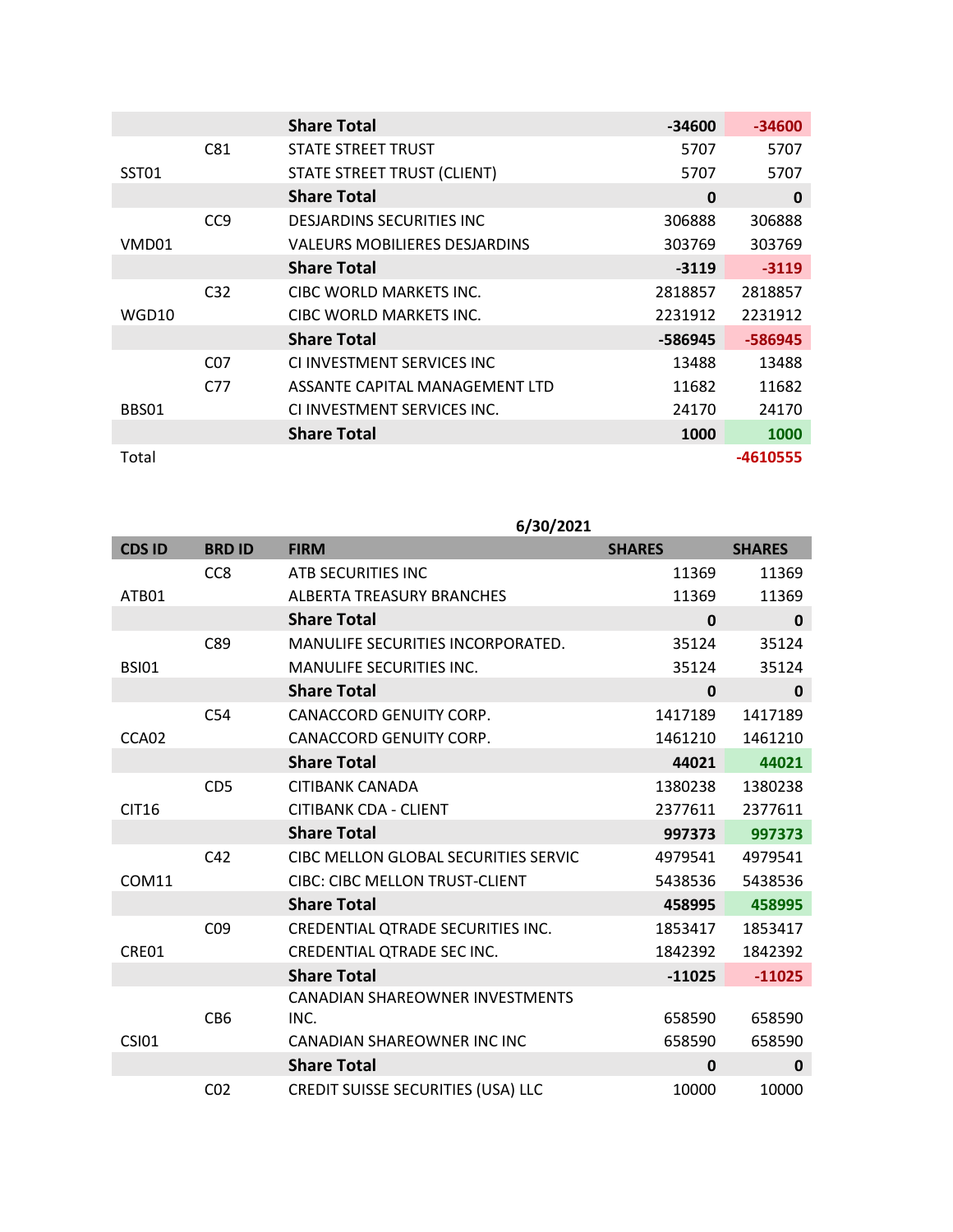| | | | | |
|---|---|---|---|---|
| | | **Share Total** | **-34600** | **-34600** |
| | C81 | STATE STREET TRUST | 5707 | 5707 |
| SST01 | | STATE STREET TRUST (CLIENT) | 5707 | 5707 |
| | | **Share Total** | **0** | **0** |
| | CC9 | DESJARDINS SECURITIES INC | 306888 | 306888 |
| VMD01 | | VALEURS MOBILIERES DESJARDINS | 303769 | 303769 |
| | | **Share Total** | **-3119** | **-3119** |
| | C32 | CIBC WORLD MARKETS INC. | 2818857 | 2818857 |
| WGD10 | | CIBC WORLD MARKETS INC. | 2231912 | 2231912 |
| | | **Share Total** | **-586945** | **-586945** |
| | C07 | CI INVESTMENT SERVICES INC | 13488 | 13488 |
| | C77 | ASSANTE CAPITAL MANAGEMENT LTD | 11682 | 11682 |
| BBS01 | | CI INVESTMENT SERVICES INC. | 24170 | 24170 |
| | | **Share Total** | **1000** | **1000** |
| Total | | | | **-4610555** |

**6/30/2021**

| CDS ID | BRD ID | FIRM | SHARES | SHARES |
|---|---|---|---|---|
| | CC8 | ATB SECURITIES INC | 11369 | 11369 |
| ATB01 | | ALBERTA TREASURY BRANCHES | 11369 | 11369 |
| | | **Share Total** | **0** | **0** |
| | C89 | MANULIFE SECURITIES INCORPORATED. | 35124 | 35124 |
| BSI01 | | MANULIFE SECURITIES INC. | 35124 | 35124 |
| | | **Share Total** | **0** | **0** |
| | C54 | CANACCORD GENUITY CORP. | 1417189 | 1417189 |
| CCA02 | | CANACCORD GENUITY CORP. | 1461210 | 1461210 |
| | | **Share Total** | **44021** | **44021** |
| | CD5 | CITIBANK CANADA | 1380238 | 1380238 |
| CIT16 | | CITIBANK CDA - CLIENT | 2377611 | 2377611 |
| | | **Share Total** | **997373** | **997373** |
| | C42 | CIBC MELLON GLOBAL SECURITIES SERVIC | 4979541 | 4979541 |
| COM11 | | CIBC: CIBC MELLON TRUST-CLIENT | 5438536 | 5438536 |
| | | **Share Total** | **458995** | **458995** |
| | C09 | CREDENTIAL QTRADE SECURITIES INC. | 1853417 | 1853417 |
| CRE01 | | CREDENTIAL QTRADE SEC INC. | 1842392 | 1842392 |
| | | **Share Total** | **-11025** | **-11025** |
| | CB6 | CANADIAN SHAREOWNER INVESTMENTS INC. | 658590 | 658590 |
| CSI01 | | CANADIAN SHAREOWNER INC INC | 658590 | 658590 |
| | | **Share Total** | **0** | **0** |
| | C02 | CREDIT SUISSE SECURITIES (USA) LLC | 10000 | 10000 |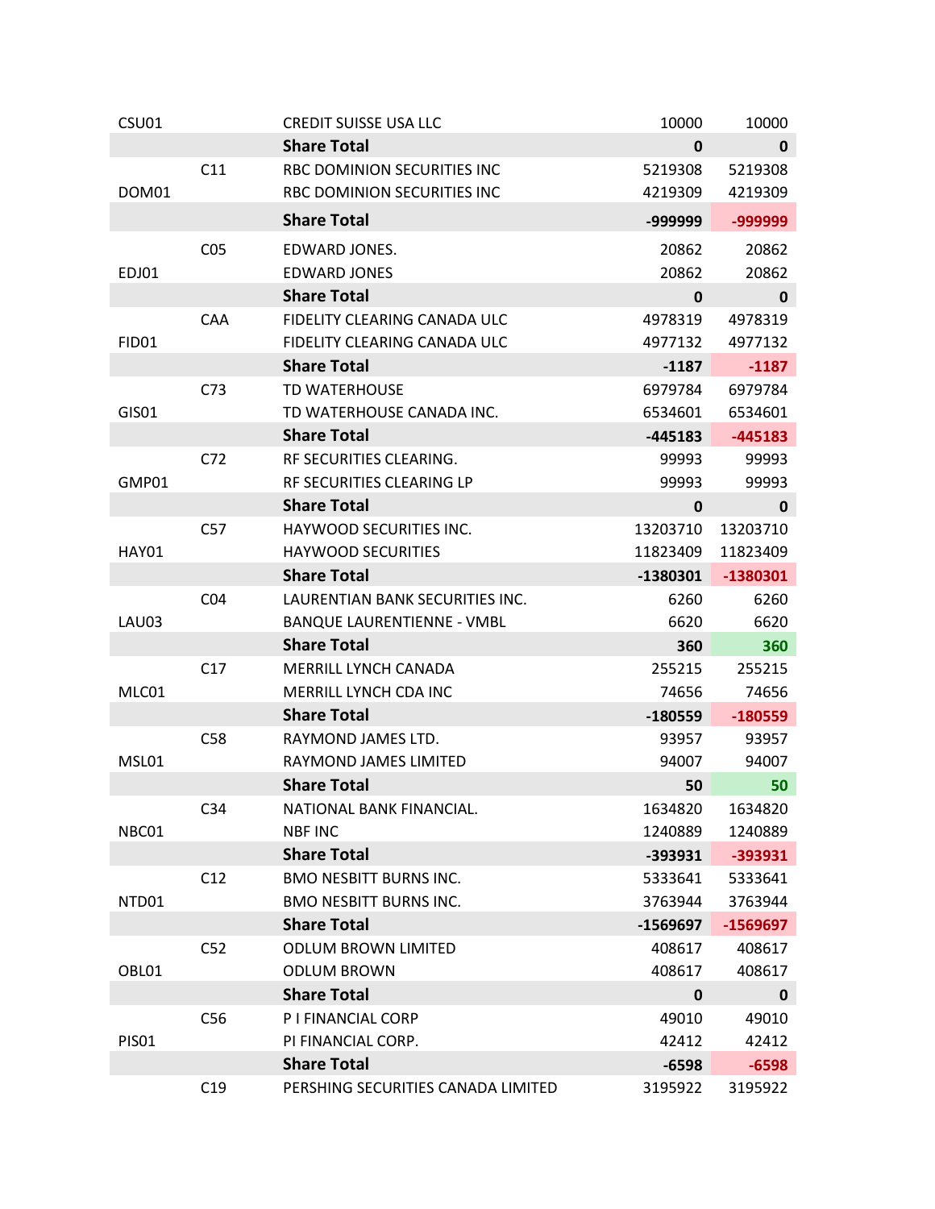| | | | | |
|---|---|---|---|---|
| CSU01 | | CREDIT SUISSE USA LLC | 10000 | 10000 |
| | | **Share Total** | **0** | **0** |
| | C11 | RBC DOMINION SECURITIES INC | 5219308 | 5219308 |
| DOM01 | | RBC DOMINION SECURITIES INC | 4219309 | 4219309 |
| | | **Share Total** | **-999999** | **-999999** |
| | C05 | EDWARD JONES. | 20862 | 20862 |
| EDJ01 | | EDWARD JONES | 20862 | 20862 |
| | | **Share Total** | **0** | **0** |
| | CAA | FIDELITY CLEARING CANADA ULC | 4978319 | 4978319 |
| FID01 | | FIDELITY CLEARING CANADA ULC | 4977132 | 4977132 |
| | | **Share Total** | **-1187** | **-1187** |
| | C73 | TD WATERHOUSE | 6979784 | 6979784 |
| GIS01 | | TD WATERHOUSE CANADA INC. | 6534601 | 6534601 |
| | | **Share Total** | **-445183** | **-445183** |
| | C72 | RF SECURITIES CLEARING. | 99993 | 99993 |
| GMP01 | | RF SECURITIES CLEARING LP | 99993 | 99993 |
| | | **Share Total** | **0** | **0** |
| | C57 | HAYWOOD SECURITIES INC. | 13203710 | 13203710 |
| HAY01 | | HAYWOOD SECURITIES | 11823409 | 11823409 |
| | | **Share Total** | **-1380301** | **-1380301** |
| | C04 | LAURENTIAN BANK SECURITIES INC. | 6260 | 6260 |
| LAU03 | | BANQUE LAURENTIENNE - VMBL | 6620 | 6620 |
| | | **Share Total** | **360** | **360** |
| | C17 | MERRILL LYNCH CANADA | 255215 | 255215 |
| MLC01 | | MERRILL LYNCH CDA INC | 74656 | 74656 |
| | | **Share Total** | **-180559** | **-180559** |
| | C58 | RAYMOND JAMES LTD. | 93957 | 93957 |
| MSL01 | | RAYMOND JAMES LIMITED | 94007 | 94007 |
| | | **Share Total** | **50** | **50** |
| | C34 | NATIONAL BANK FINANCIAL. | 1634820 | 1634820 |
| NBC01 | | NBF INC | 1240889 | 1240889 |
| | | **Share Total** | **-393931** | **-393931** |
| | C12 | BMO NESBITT BURNS INC. | 5333641 | 5333641 |
| NTD01 | | BMO NESBITT BURNS INC. | 3763944 | 3763944 |
| | | **Share Total** | **-1569697** | **-1569697** |
| | C52 | ODLUM BROWN LIMITED | 408617 | 408617 |
| OBL01 | | ODLUM BROWN | 408617 | 408617 |
| | | **Share Total** | **0** | **0** |
| | C56 | P I FINANCIAL CORP | 49010 | 49010 |
| PIS01 | | PI FINANCIAL CORP. | 42412 | 42412 |
| | | **Share Total** | **-6598** | **-6598** |
| | C19 | PERSHING SECURITIES CANADA LIMITED | 3195922 | 3195922 |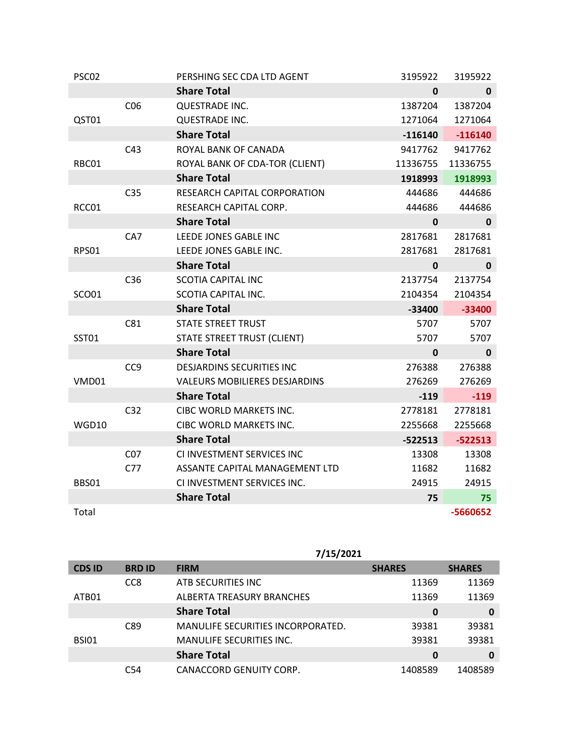| | | | | |
|---|---|---|---|---|
| PSC02 | | PERSHING SEC CDA LTD AGENT | 3195922 | 3195922 |
| | | **Share Total** | **0** | **0** |
| | C06 | QUESTRADE INC. | 1387204 | 1387204 |
| QST01 | | QUESTRADE INC. | 1271064 | 1271064 |
| | | **Share Total** | **-116140** | **-116140** |
| | C43 | ROYAL BANK OF CANADA | 9417762 | 9417762 |
| RBC01 | | ROYAL BANK OF CDA-TOR (CLIENT) | 11336755 | 11336755 |
| | | **Share Total** | **1918993** | **1918993** |
| | C35 | RESEARCH CAPITAL CORPORATION | 444686 | 444686 |
| RCC01 | | RESEARCH CAPITAL CORP. | 444686 | 444686 |
| | | **Share Total** | **0** | **0** |
| | CA7 | LEEDE JONES GABLE INC | 2817681 | 2817681 |
| RPS01 | | LEEDE JONES GABLE INC. | 2817681 | 2817681 |
| | | **Share Total** | **0** | **0** |
| | C36 | SCOTIA CAPITAL INC | 2137754 | 2137754 |
| SCO01 | | SCOTIA CAPITAL INC. | 2104354 | 2104354 |
| | | **Share Total** | **-33400** | **-33400** |
| | C81 | STATE STREET TRUST | 5707 | 5707 |
| SST01 | | STATE STREET TRUST (CLIENT) | 5707 | 5707 |
| | | **Share Total** | **0** | **0** |
| | CC9 | DESJARDINS SECURITIES INC | 276388 | 276388 |
| VMD01 | | VALEURS MOBILIERES DESJARDINS | 276269 | 276269 |
| | | **Share Total** | **-119** | **-119** |
| | C32 | CIBC WORLD MARKETS INC. | 2778181 | 2778181 |
| WGD10 | | CIBC WORLD MARKETS INC. | 2255668 | 2255668 |
| | | **Share Total** | **-522513** | **-522513** |
| | C07 | CI INVESTMENT SERVICES INC | 13308 | 13308 |
| | C77 | ASSANTE CAPITAL MANAGEMENT LTD | 11682 | 11682 |
| BBS01 | | CI INVESTMENT SERVICES INC. | 24915 | 24915 |
| | | **Share Total** | **75** | **75** |
| Total | | | | **-5660652** |

**7/15/2021**

| CDS ID | BRD ID | FIRM | SHARES | SHARES |
|---|---|---|---|---|
| | CC8 | ATB SECURITIES INC | 11369 | 11369 |
| ATB01 | | ALBERTA TREASURY BRANCHES | 11369 | 11369 |
| | | **Share Total** | **0** | **0** |
| | C89 | MANULIFE SECURITIES INCORPORATED. | 39381 | 39381 |
| BSI01 | | MANULIFE SECURITIES INC. | 39381 | 39381 |
| | | **Share Total** | **0** | **0** |
| | C54 | CANACCORD GENUITY CORP. | 1408589 | 1408589 |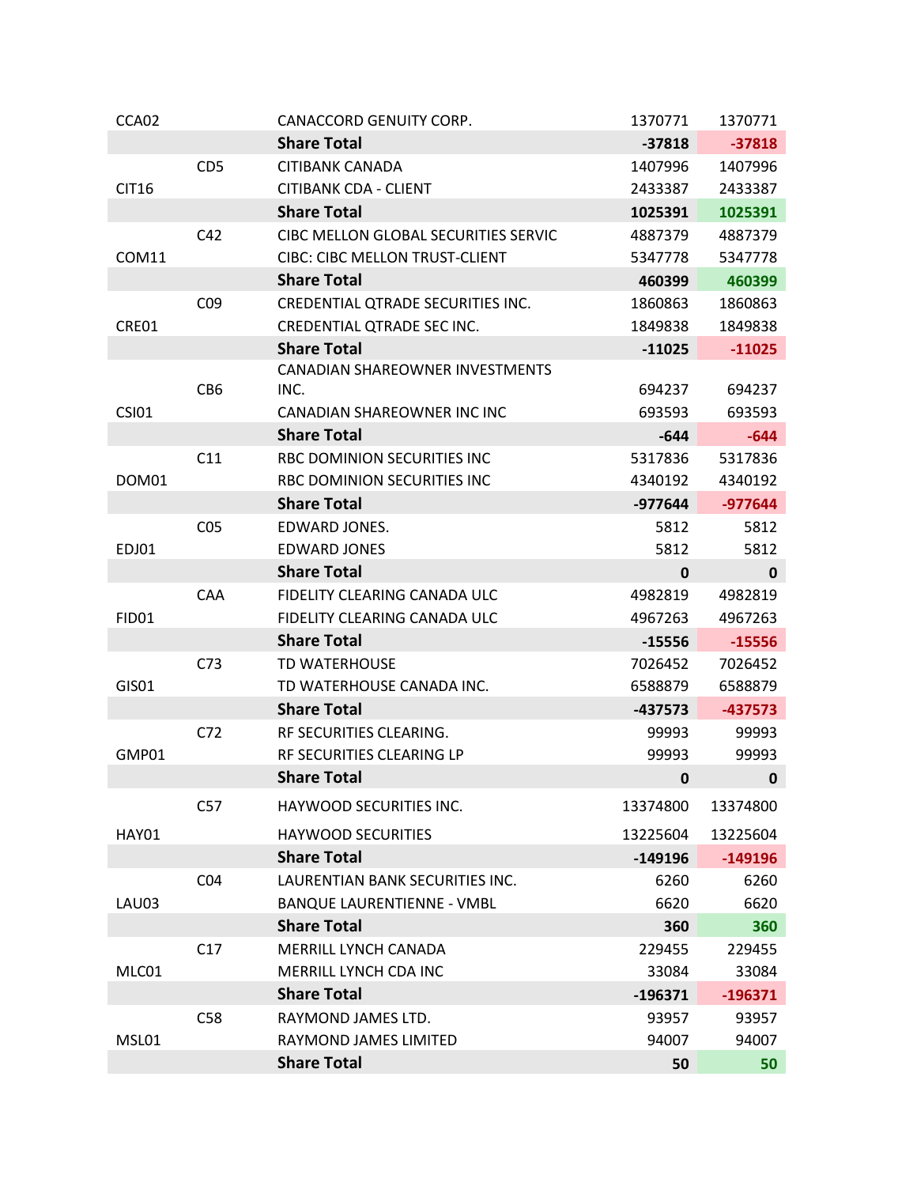| | | | | |
|---|---|---|---|---|
| CCA02 | | CANACCORD GENUITY CORP. | 1370771 | 1370771 |
| | | **Share Total** | **-37818** | **-37818** |
| | CD5 | CITIBANK CANADA | 1407996 | 1407996 |
| CIT16 | | CITIBANK CDA - CLIENT | 2433387 | 2433387 |
| | | **Share Total** | **1025391** | **1025391** |
| | C42 | CIBC MELLON GLOBAL SECURITIES SERVIC | 4887379 | 4887379 |
| COM11 | | CIBC: CIBC MELLON TRUST-CLIENT | 5347778 | 5347778 |
| | | **Share Total** | **460399** | **460399** |
| | C09 | CREDENTIAL QTRADE SECURITIES INC. | 1860863 | 1860863 |
| CRE01 | | CREDENTIAL QTRADE SEC INC. | 1849838 | 1849838 |
| | | **Share Total** | **-11025** | **-11025** |
| | CB6 | CANADIAN SHAREOWNER INVESTMENTS INC. | 694237 | 694237 |
| CSI01 | | CANADIAN SHAREOWNER INC INC | 693593 | 693593 |
| | | **Share Total** | **-644** | **-644** |
| | C11 | RBC DOMINION SECURITIES INC | 5317836 | 5317836 |
| DOM01 | | RBC DOMINION SECURITIES INC | 4340192 | 4340192 |
| | | **Share Total** | **-977644** | **-977644** |
| | C05 | EDWARD JONES. | 5812 | 5812 |
| EDJ01 | | EDWARD JONES | 5812 | 5812 |
| | | **Share Total** | **0** | **0** |
| | CAA | FIDELITY CLEARING CANADA ULC | 4982819 | 4982819 |
| FID01 | | FIDELITY CLEARING CANADA ULC | 4967263 | 4967263 |
| | | **Share Total** | **-15556** | **-15556** |
| | C73 | TD WATERHOUSE | 7026452 | 7026452 |
| GIS01 | | TD WATERHOUSE CANADA INC. | 6588879 | 6588879 |
| | | **Share Total** | **-437573** | **-437573** |
| | C72 | RF SECURITIES CLEARING. | 99993 | 99993 |
| GMP01 | | RF SECURITIES CLEARING LP | 99993 | 99993 |
| | | **Share Total** | **0** | **0** |
| | C57 | HAYWOOD SECURITIES INC. | 13374800 | 13374800 |
| HAY01 | | HAYWOOD SECURITIES | 13225604 | 13225604 |
| | | **Share Total** | **-149196** | **-149196** |
| | C04 | LAURENTIAN BANK SECURITIES INC. | 6260 | 6260 |
| LAU03 | | BANQUE LAURENTIENNE - VMBL | 6620 | 6620 |
| | | **Share Total** | **360** | **360** |
| | C17 | MERRILL LYNCH CANADA | 229455 | 229455 |
| MLC01 | | MERRILL LYNCH CDA INC | 33084 | 33084 |
| | | **Share Total** | **-196371** | **-196371** |
| | C58 | RAYMOND JAMES LTD. | 93957 | 93957 |
| MSL01 | | RAYMOND JAMES LIMITED | 94007 | 94007 |
| | | **Share Total** | **50** | **50** |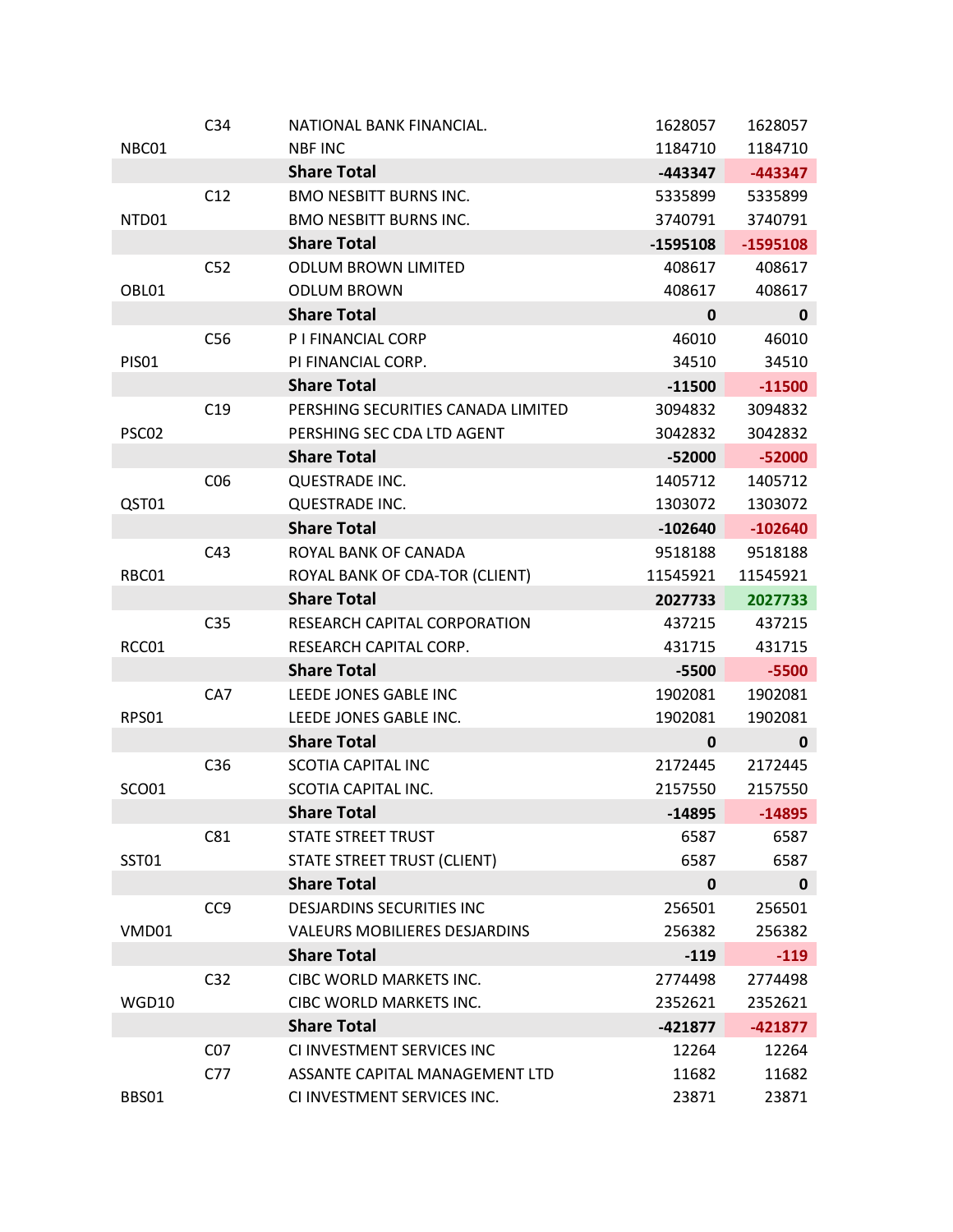| | | | | |
|---|---|---|---|---|
| | C34 | NATIONAL BANK FINANCIAL. | 1628057 | 1628057 |
| NBC01 | | NBF INC | 1184710 | 1184710 |
| | | **Share Total** | **-443347** | **-443347** |
| | C12 | BMO NESBITT BURNS INC. | 5335899 | 5335899 |
| NTD01 | | BMO NESBITT BURNS INC. | 3740791 | 3740791 |
| | | **Share Total** | **-1595108** | **-1595108** |
| | C52 | ODLUM BROWN LIMITED | 408617 | 408617 |
| OBL01 | | ODLUM BROWN | 408617 | 408617 |
| | | **Share Total** | **0** | **0** |
| | C56 | P I FINANCIAL CORP | 46010 | 46010 |
| PIS01 | | PI FINANCIAL CORP. | 34510 | 34510 |
| | | **Share Total** | **-11500** | **-11500** |
| | C19 | PERSHING SECURITIES CANADA LIMITED | 3094832 | 3094832 |
| PSC02 | | PERSHING SEC CDA LTD AGENT | 3042832 | 3042832 |
| | | **Share Total** | **-52000** | **-52000** |
| | C06 | QUESTRADE INC. | 1405712 | 1405712 |
| QST01 | | QUESTRADE INC. | 1303072 | 1303072 |
| | | **Share Total** | **-102640** | **-102640** |
| | C43 | ROYAL BANK OF CANADA | 9518188 | 9518188 |
| RBC01 | | ROYAL BANK OF CDA-TOR (CLIENT) | 11545921 | 11545921 |
| | | **Share Total** | **2027733** | **2027733** |
| | C35 | RESEARCH CAPITAL CORPORATION | 437215 | 437215 |
| RCC01 | | RESEARCH CAPITAL CORP. | 431715 | 431715 |
| | | **Share Total** | **-5500** | **-5500** |
| | CA7 | LEEDE JONES GABLE INC | 1902081 | 1902081 |
| RPS01 | | LEEDE JONES GABLE INC. | 1902081 | 1902081 |
| | | **Share Total** | **0** | **0** |
| | C36 | SCOTIA CAPITAL INC | 2172445 | 2172445 |
| SCO01 | | SCOTIA CAPITAL INC. | 2157550 | 2157550 |
| | | **Share Total** | **-14895** | **-14895** |
| | C81 | STATE STREET TRUST | 6587 | 6587 |
| SST01 | | STATE STREET TRUST (CLIENT) | 6587 | 6587 |
| | | **Share Total** | **0** | **0** |
| | CC9 | DESJARDINS SECURITIES INC | 256501 | 256501 |
| VMD01 | | VALEURS MOBILIERES DESJARDINS | 256382 | 256382 |
| | | **Share Total** | **-119** | **-119** |
| | C32 | CIBC WORLD MARKETS INC. | 2774498 | 2774498 |
| WGD10 | | CIBC WORLD MARKETS INC. | 2352621 | 2352621 |
| | | **Share Total** | **-421877** | **-421877** |
| | C07 | CI INVESTMENT SERVICES INC | 12264 | 12264 |
| | C77 | ASSANTE CAPITAL MANAGEMENT LTD | 11682 | 11682 |
| BBS01 | | CI INVESTMENT SERVICES INC. | 23871 | 23871 |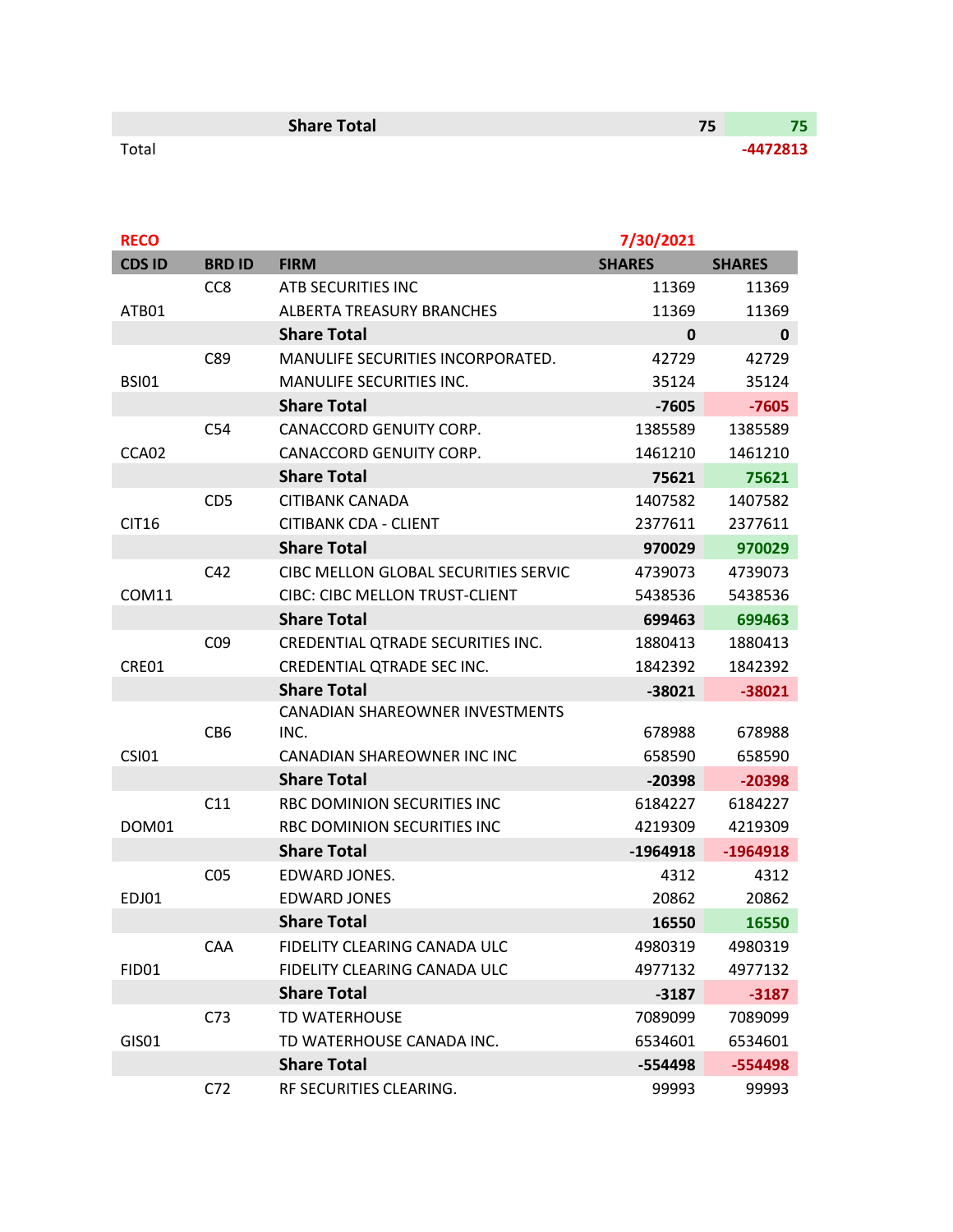| | | Share Total | 75 | 75 |
|---|---|---|---|---|
| Total | | | | -4472813 |

| RECO | | | 7/30/2021 | |
|---|---|---|---|---|
| CDS ID | BRD ID | FIRM | SHARES | SHARES |
| | CC8 | ATB SECURITIES INC | 11369 | 11369 |
| ATB01 | | ALBERTA TREASURY BRANCHES | 11369 | 11369 |
| | | **Share Total** | **0** | **0** |
| | C89 | MANULIFE SECURITIES INCORPORATED. | 42729 | 42729 |
| BSI01 | | MANULIFE SECURITIES INC. | 35124 | 35124 |
| | | **Share Total** | **-7605** | **-7605** |
| | C54 | CANACCORD GENUITY CORP. | 1385589 | 1385589 |
| CCA02 | | CANACCORD GENUITY CORP. | 1461210 | 1461210 |
| | | **Share Total** | **75621** | **75621** |
| | CD5 | CITIBANK CANADA | 1407582 | 1407582 |
| CIT16 | | CITIBANK CDA - CLIENT | 2377611 | 2377611 |
| | | **Share Total** | **970029** | **970029** |
| | C42 | CIBC MELLON GLOBAL SECURITIES SERVIC | 4739073 | 4739073 |
| COM11 | | CIBC: CIBC MELLON TRUST-CLIENT | 5438536 | 5438536 |
| | | **Share Total** | **699463** | **699463** |
| | C09 | CREDENTIAL QTRADE SECURITIES INC. | 1880413 | 1880413 |
| CRE01 | | CREDENTIAL QTRADE SEC INC. | 1842392 | 1842392 |
| | | **Share Total** | **-38021** | **-38021** |
| | CB6 | CANADIAN SHAREOWNER INVESTMENTS INC. | 678988 | 678988 |
| CSI01 | | CANADIAN SHAREOWNER INC INC | 658590 | 658590 |
| | | **Share Total** | **-20398** | **-20398** |
| | C11 | RBC DOMINION SECURITIES INC | 6184227 | 6184227 |
| DOM01 | | RBC DOMINION SECURITIES INC | 4219309 | 4219309 |
| | | **Share Total** | **-1964918** | **-1964918** |
| | C05 | EDWARD JONES. | 4312 | 4312 |
| EDJ01 | | EDWARD JONES | 20862 | 20862 |
| | | **Share Total** | **16550** | **16550** |
| | CAA | FIDELITY CLEARING CANADA ULC | 4980319 | 4980319 |
| FID01 | | FIDELITY CLEARING CANADA ULC | 4977132 | 4977132 |
| | | **Share Total** | **-3187** | **-3187** |
| | C73 | TD WATERHOUSE | 7089099 | 7089099 |
| GIS01 | | TD WATERHOUSE CANADA INC. | 6534601 | 6534601 |
| | | **Share Total** | **-554498** | **-554498** |
| | C72 | RF SECURITIES CLEARING. | 99993 | 99993 |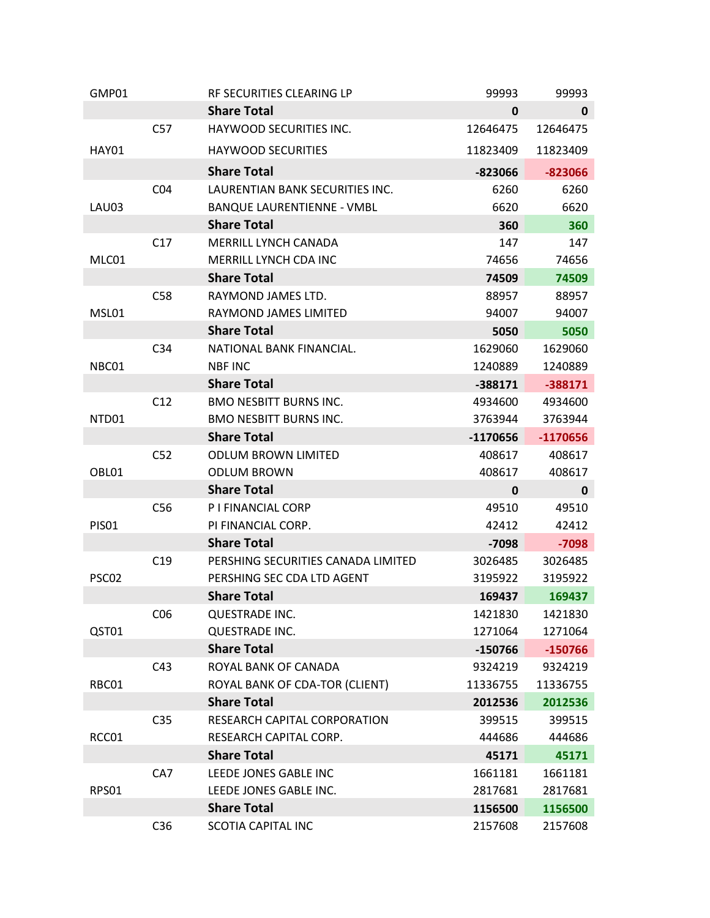| | | | | |
|---|---|---|---|---|
| GMP01 | | RF SECURITIES CLEARING LP | 99993 | 99993 |
| | | **Share Total** | **0** | **0** |
| | C57 | HAYWOOD SECURITIES INC. | 12646475 | 12646475 |
| HAY01 | | HAYWOOD SECURITIES | 11823409 | 11823409 |
| | | **Share Total** | **-823066** | **-823066** |
| | C04 | LAURENTIAN BANK SECURITIES INC. | 6260 | 6260 |
| LAU03 | | BANQUE LAURENTIENNE - VMBL | 6620 | 6620 |
| | | **Share Total** | **360** | **360** |
| | C17 | MERRILL LYNCH CANADA | 147 | 147 |
| MLC01 | | MERRILL LYNCH CDA INC | 74656 | 74656 |
| | | **Share Total** | **74509** | **74509** |
| | C58 | RAYMOND JAMES LTD. | 88957 | 88957 |
| MSL01 | | RAYMOND JAMES LIMITED | 94007 | 94007 |
| | | **Share Total** | **5050** | **5050** |
| | C34 | NATIONAL BANK FINANCIAL. | 1629060 | 1629060 |
| NBC01 | | NBF INC | 1240889 | 1240889 |
| | | **Share Total** | **-388171** | **-388171** |
| | C12 | BMO NESBITT BURNS INC. | 4934600 | 4934600 |
| NTD01 | | BMO NESBITT BURNS INC. | 3763944 | 3763944 |
| | | **Share Total** | **-1170656** | **-1170656** |
| | C52 | ODLUM BROWN LIMITED | 408617 | 408617 |
| OBL01 | | ODLUM BROWN | 408617 | 408617 |
| | | **Share Total** | **0** | **0** |
| | C56 | P I FINANCIAL CORP | 49510 | 49510 |
| PIS01 | | PI FINANCIAL CORP. | 42412 | 42412 |
| | | **Share Total** | **-7098** | **-7098** |
| | C19 | PERSHING SECURITIES CANADA LIMITED | 3026485 | 3026485 |
| PSC02 | | PERSHING SEC CDA LTD AGENT | 3195922 | 3195922 |
| | | **Share Total** | **169437** | **169437** |
| | C06 | QUESTRADE INC. | 1421830 | 1421830 |
| QST01 | | QUESTRADE INC. | 1271064 | 1271064 |
| | | **Share Total** | **-150766** | **-150766** |
| | C43 | ROYAL BANK OF CANADA | 9324219 | 9324219 |
| RBC01 | | ROYAL BANK OF CDA-TOR (CLIENT) | 11336755 | 11336755 |
| | | **Share Total** | **2012536** | **2012536** |
| | C35 | RESEARCH CAPITAL CORPORATION | 399515 | 399515 |
| RCC01 | | RESEARCH CAPITAL CORP. | 444686 | 444686 |
| | | **Share Total** | **45171** | **45171** |
| | CA7 | LEEDE JONES GABLE INC | 1661181 | 1661181 |
| RPS01 | | LEEDE JONES GABLE INC. | 2817681 | 2817681 |
| | | **Share Total** | **1156500** | **1156500** |
| | C36 | SCOTIA CAPITAL INC | 2157608 | 2157608 |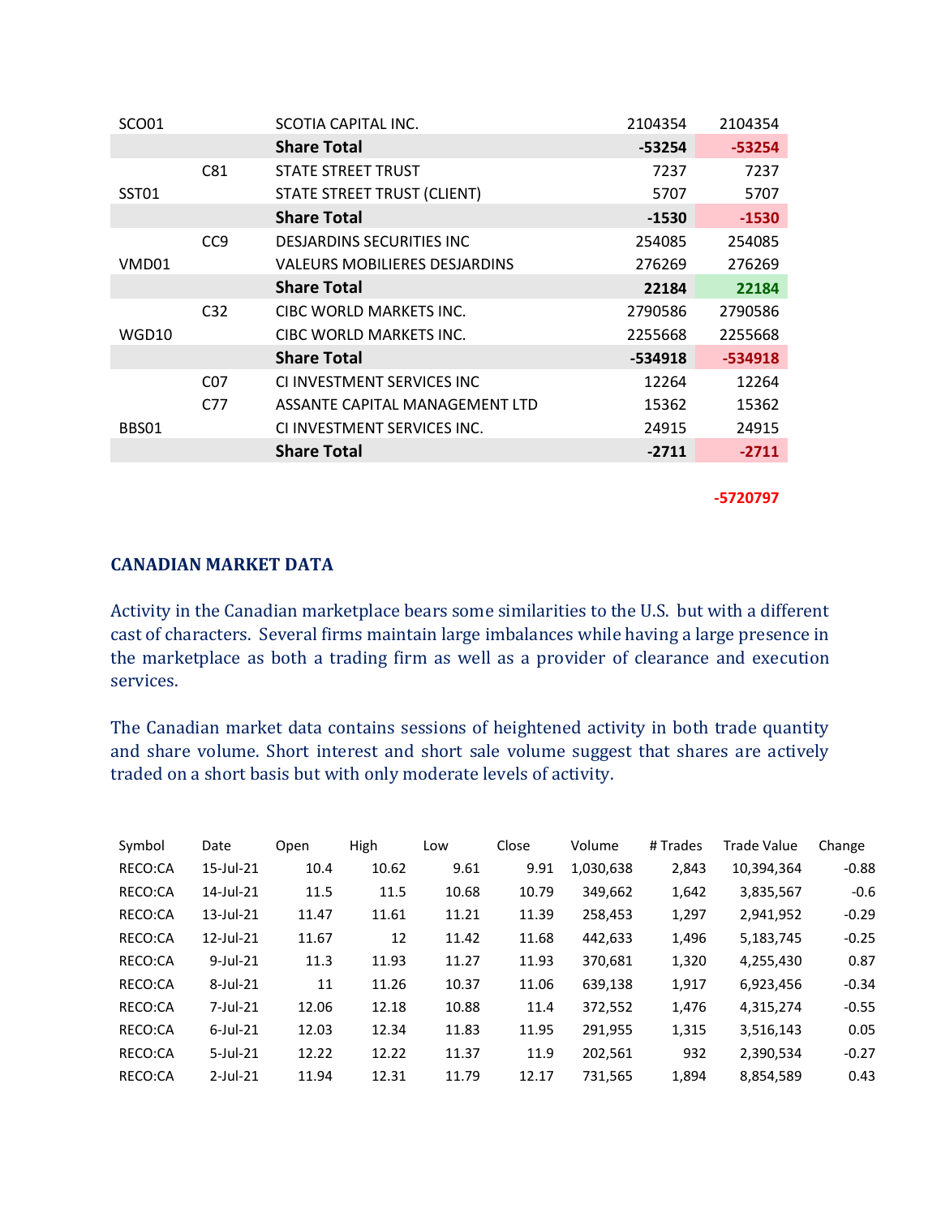| | | | | |
|---|---|---|---|---|
| SCO01 | | SCOTIA CAPITAL INC. | 2104354 | 2104354 |
| | | **Share Total** | **-53254** | **-53254** |
| | C81 | STATE STREET TRUST | 7237 | 7237 |
| SST01 | | STATE STREET TRUST (CLIENT) | 5707 | 5707 |
| | | **Share Total** | **-1530** | **-1530** |
| | CC9 | DESJARDINS SECURITIES INC | 254085 | 254085 |
| VMD01 | | VALEURS MOBILIERES DESJARDINS | 276269 | 276269 |
| | | **Share Total** | **22184** | **22184** |
| | C32 | CIBC WORLD MARKETS INC. | 2790586 | 2790586 |
| WGD10 | | CIBC WORLD MARKETS INC. | 2255668 | 2255668 |
| | | **Share Total** | **-534918** | **-534918** |
| | C07 | CI INVESTMENT SERVICES INC | 12264 | 12264 |
| | C77 | ASSANTE CAPITAL MANAGEMENT LTD | 15362 | 15362 |
| BBS01 | | CI INVESTMENT SERVICES INC. | 24915 | 24915 |
| | | **Share Total** | **-2711** | **-2711** |
| | | | | **-5720797** |

## CANADIAN MARKET DATA

Activity in the Canadian marketplace bears some similarities to the U.S. but with a different cast of characters. Several firms maintain large imbalances while having a large presence in the marketplace as both a trading firm as well as a provider of clearance and execution services.

The Canadian market data contains sessions of heightened activity in both trade quantity and share volume. Short interest and short sale volume suggest that shares are actively traded on a short basis but with only moderate levels of activity.

| Symbol | Date | Open | High | Low | Close | Volume | # Trades | Trade Value | Change |
|---|---|---|---|---|---|---|---|---|---|
| RECO:CA | 15-Jul-21 | 10.4 | 10.62 | 9.61 | 9.91 | 1,030,638 | 2,843 | 10,394,364 | -0.88 |
| RECO:CA | 14-Jul-21 | 11.5 | 11.5 | 10.68 | 10.79 | 349,662 | 1,642 | 3,835,567 | -0.6 |
| RECO:CA | 13-Jul-21 | 11.47 | 11.61 | 11.21 | 11.39 | 258,453 | 1,297 | 2,941,952 | -0.29 |
| RECO:CA | 12-Jul-21 | 11.67 | 12 | 11.42 | 11.68 | 442,633 | 1,496 | 5,183,745 | -0.25 |
| RECO:CA | 9-Jul-21 | 11.3 | 11.93 | 11.27 | 11.93 | 370,681 | 1,320 | 4,255,430 | 0.87 |
| RECO:CA | 8-Jul-21 | 11 | 11.26 | 10.37 | 11.06 | 639,138 | 1,917 | 6,923,456 | -0.34 |
| RECO:CA | 7-Jul-21 | 12.06 | 12.18 | 10.88 | 11.4 | 372,552 | 1,476 | 4,315,274 | -0.55 |
| RECO:CA | 6-Jul-21 | 12.03 | 12.34 | 11.83 | 11.95 | 291,955 | 1,315 | 3,516,143 | 0.05 |
| RECO:CA | 5-Jul-21 | 12.22 | 12.22 | 11.37 | 11.9 | 202,561 | 932 | 2,390,534 | -0.27 |
| RECO:CA | 2-Jul-21 | 11.94 | 12.31 | 11.79 | 12.17 | 731,565 | 1,894 | 8,854,589 | 0.43 |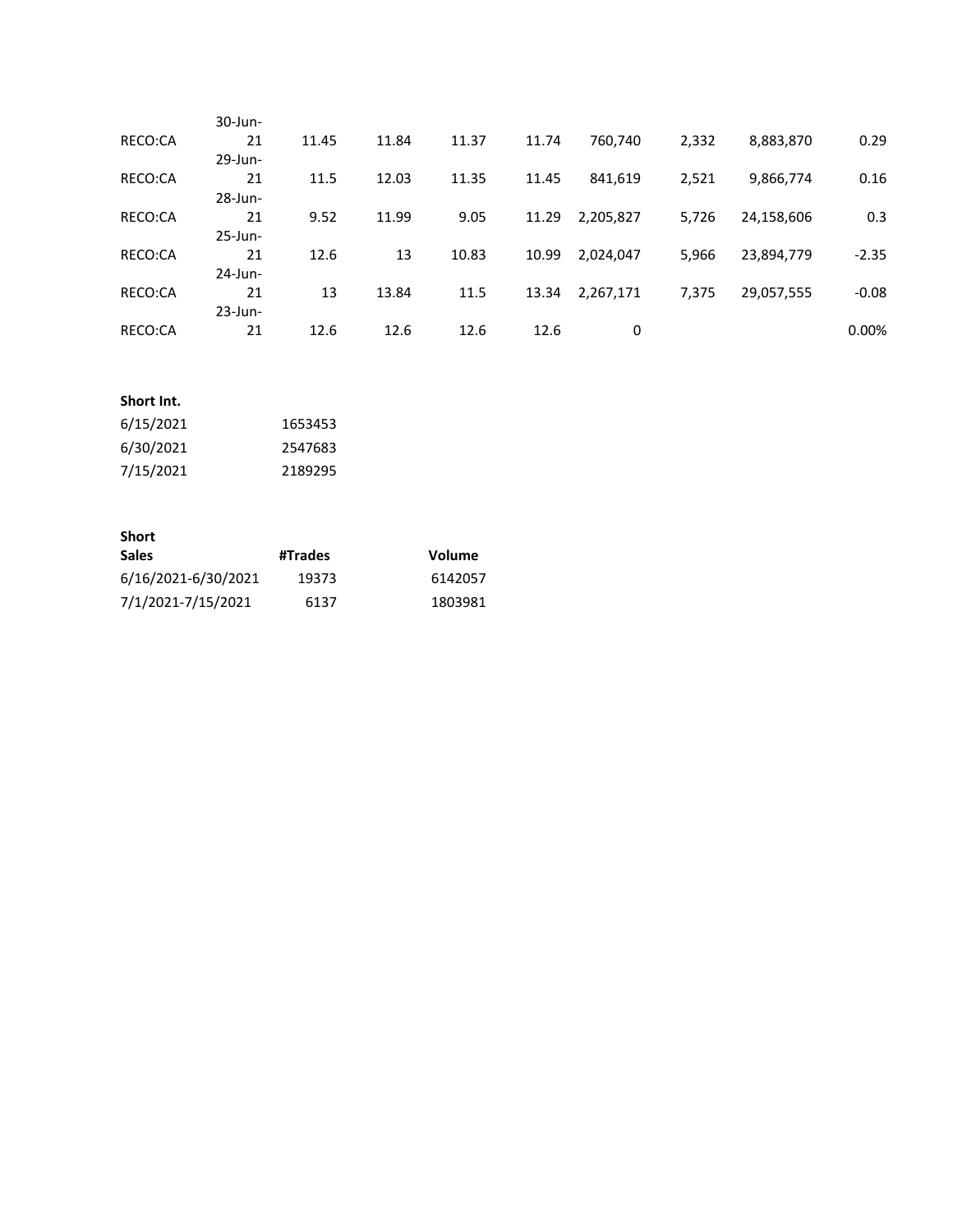| | | | | | | | | | |
|---|---|---|---|---|---|---|---|---|---|
| RECO:CA | 30-Jun-21 | 11.45 | 11.84 | 11.37 | 11.74 | 760,740 | 2,332 | 8,883,870 | 0.29 |
| RECO:CA | 29-Jun-21 | 11.5 | 12.03 | 11.35 | 11.45 | 841,619 | 2,521 | 9,866,774 | 0.16 |
| RECO:CA | 28-Jun-21 | 9.52 | 11.99 | 9.05 | 11.29 | 2,205,827 | 5,726 | 24,158,606 | 0.3 |
| RECO:CA | 25-Jun-21 | 12.6 | 13 | 10.83 | 10.99 | 2,024,047 | 5,966 | 23,894,779 | -2.35 |
| RECO:CA | 24-Jun-21 | 13 | 13.84 | 11.5 | 13.34 | 2,267,171 | 7,375 | 29,057,555 | -0.08 |
| RECO:CA | 23-Jun-21 | 12.6 | 12.6 | 12.6 | 12.6 | 0 | | | 0.00% |

| **Short Int.** | |
|---|---|
| 6/15/2021 | 1653453 |
| 6/30/2021 | 2547683 |
| 7/15/2021 | 2189295 |

| **Short Sales** | **#Trades** | **Volume** |
|---|---|---|
| 6/16/2021-6/30/2021 | 19373 | 6142057 |
| 7/1/2021-7/15/2021 | 6137 | 1803981 |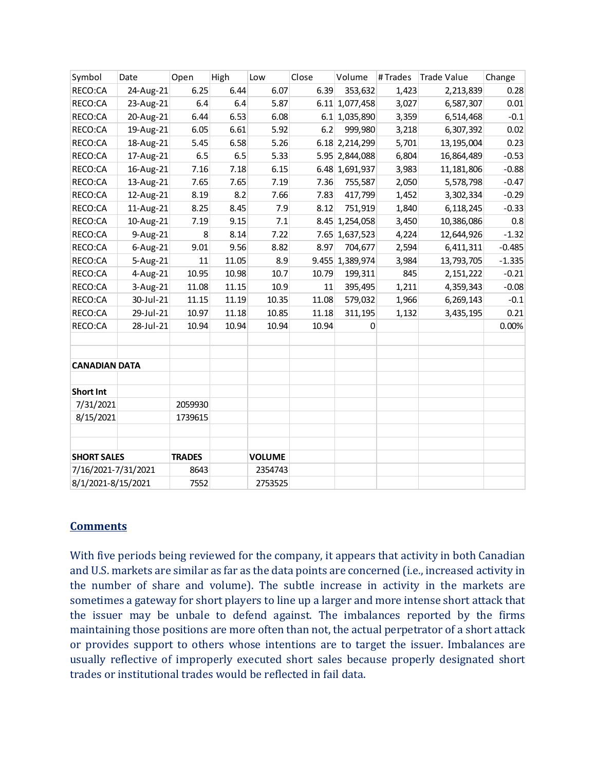| Symbol | Date | Open | High | Low | Close | Volume | # Trades | Trade Value | Change |
|---|---|---|---|---|---|---|---|---|---|
| RECO:CA | 24-Aug-21 | 6.25 | 6.44 | 6.07 | 6.39 | 353,632 | 1,423 | 2,213,839 | 0.28 |
| RECO:CA | 23-Aug-21 | 6.4 | 6.4 | 5.87 | 6.11 | 1,077,458 | 3,027 | 6,587,307 | 0.01 |
| RECO:CA | 20-Aug-21 | 6.44 | 6.53 | 6.08 | 6.1 | 1,035,890 | 3,359 | 6,514,468 | -0.1 |
| RECO:CA | 19-Aug-21 | 6.05 | 6.61 | 5.92 | 6.2 | 999,980 | 3,218 | 6,307,392 | 0.02 |
| RECO:CA | 18-Aug-21 | 5.45 | 6.58 | 5.26 | 6.18 | 2,214,299 | 5,701 | 13,195,004 | 0.23 |
| RECO:CA | 17-Aug-21 | 6.5 | 6.5 | 5.33 | 5.95 | 2,844,088 | 6,804 | 16,864,489 | -0.53 |
| RECO:CA | 16-Aug-21 | 7.16 | 7.18 | 6.15 | 6.48 | 1,691,937 | 3,983 | 11,181,806 | -0.88 |
| RECO:CA | 13-Aug-21 | 7.65 | 7.65 | 7.19 | 7.36 | 755,587 | 2,050 | 5,578,798 | -0.47 |
| RECO:CA | 12-Aug-21 | 8.19 | 8.2 | 7.66 | 7.83 | 417,799 | 1,452 | 3,302,334 | -0.29 |
| RECO:CA | 11-Aug-21 | 8.25 | 8.45 | 7.9 | 8.12 | 751,919 | 1,840 | 6,118,245 | -0.33 |
| RECO:CA | 10-Aug-21 | 7.19 | 9.15 | 7.1 | 8.45 | 1,254,058 | 3,450 | 10,386,086 | 0.8 |
| RECO:CA | 9-Aug-21 | 8 | 8.14 | 7.22 | 7.65 | 1,637,523 | 4,224 | 12,644,926 | -1.32 |
| RECO:CA | 6-Aug-21 | 9.01 | 9.56 | 8.82 | 8.97 | 704,677 | 2,594 | 6,411,311 | -0.485 |
| RECO:CA | 5-Aug-21 | 11 | 11.05 | 8.9 | 9.455 | 1,389,974 | 3,984 | 13,793,705 | -1.335 |
| RECO:CA | 4-Aug-21 | 10.95 | 10.98 | 10.7 | 10.79 | 199,311 | 845 | 2,151,222 | -0.21 |
| RECO:CA | 3-Aug-21 | 11.08 | 11.15 | 10.9 | 11 | 395,495 | 1,211 | 4,359,343 | -0.08 |
| RECO:CA | 30-Jul-21 | 11.15 | 11.19 | 10.35 | 11.08 | 579,032 | 1,966 | 6,269,143 | -0.1 |
| RECO:CA | 29-Jul-21 | 10.97 | 11.18 | 10.85 | 11.18 | 311,195 | 1,132 | 3,435,195 | 0.21 |
| RECO:CA | 28-Jul-21 | 10.94 | 10.94 | 10.94 | 10.94 | 0 | | | 0.00% |

**CANADIAN DATA**

| **Short Int** | |
|---|---|
| 7/31/2021 | 2059930 |
| 8/15/2021 | 1739615 |

| **SHORT SALES** | **TRADES** | **VOLUME** |
|---|---|---|
| 7/16/2021-7/31/2021 | 8643 | 2354743 |
| 8/1/2021-8/15/2021 | 7552 | 2753525 |

## Comments

With five periods being reviewed for the company, it appears that activity in both Canadian and U.S. markets are similar as far as the data points are concerned (i.e., increased activity in the number of share and volume). The subtle increase in activity in the markets are sometimes a gateway for short players to line up a larger and more intense short attack that the issuer may be unbale to defend against. The imbalances reported by the firms maintaining those positions are more often than not, the actual perpetrator of a short attack or provides support to others whose intentions are to target the issuer. Imbalances are usually reflective of improperly executed short sales because properly designated short trades or institutional trades would be reflected in fail data.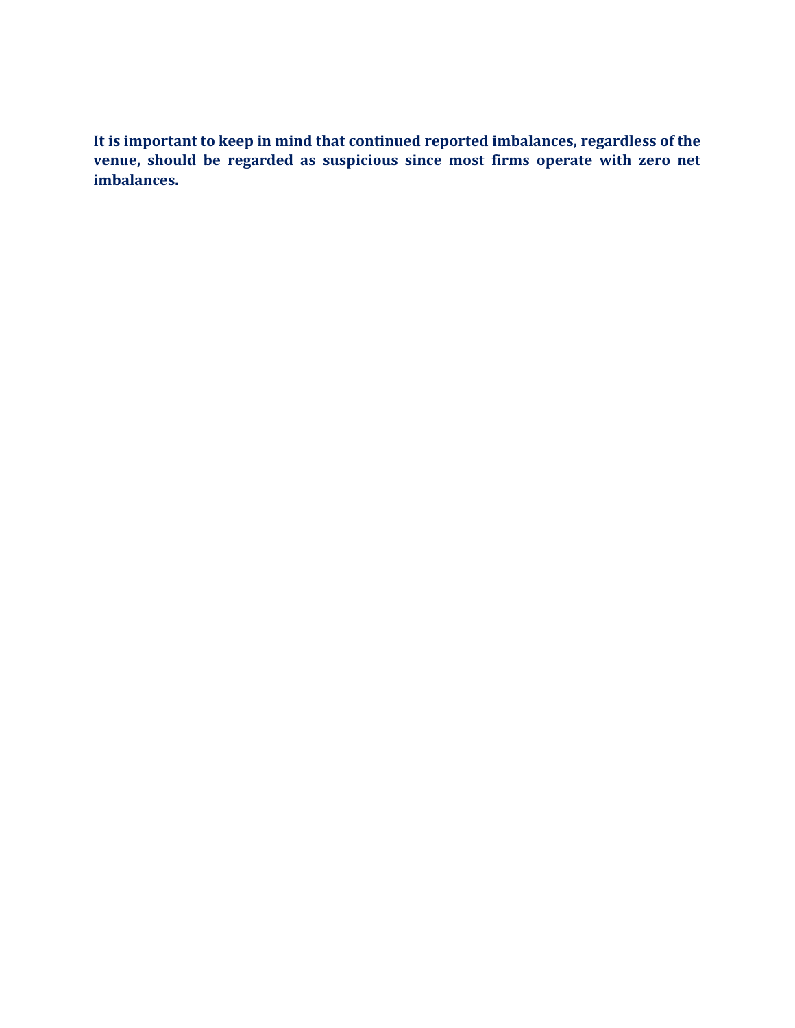**It is important to keep in mind that continued reported imbalances, regardless of the venue, should be regarded as suspicious since most firms operate with zero net imbalances.**